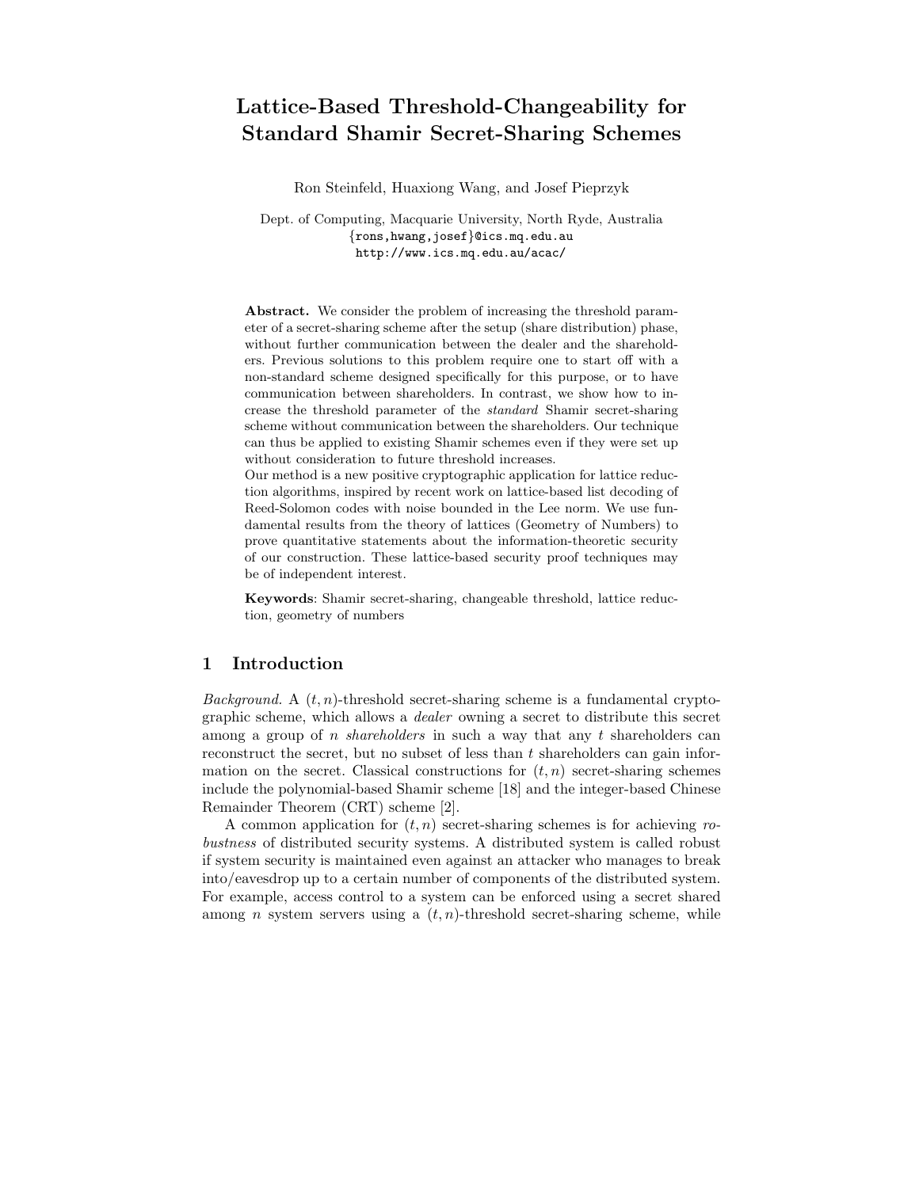# Lattice-Based Threshold-Changeability for Standard Shamir Secret-Sharing Schemes

Ron Steinfeld, Huaxiong Wang, and Josef Pieprzyk

Dept. of Computing, Macquarie University, North Ryde, Australia
{rons,hwang,josef}@ics.mq.edu.au
http://www.ics.mq.edu.au/acac/

**Abstract.** We consider the problem of increasing the threshold parameter of a secret-sharing scheme after the setup (share distribution) phase, without further communication between the dealer and the shareholders. Previous solutions to this problem require one to start off with a non-standard scheme designed specifically for this purpose, or to have communication between shareholders. In contrast, we show how to increase the threshold parameter of the *standard* Shamir secret-sharing scheme without communication between the shareholders. Our technique can thus be applied to existing Shamir schemes even if they were set up without consideration to future threshold increases.
Our method is a new positive cryptographic application for lattice reduction algorithms, inspired by recent work on lattice-based list decoding of Reed-Solomon codes with noise bounded in the Lee norm. We use fundamental results from the theory of lattices (Geometry of Numbers) to prove quantitative statements about the information-theoretic security of our construction. These lattice-based security proof techniques may be of independent interest.

**Keywords**: Shamir secret-sharing, changeable threshold, lattice reduction, geometry of numbers

## 1 Introduction

*Background.* A $(t, n)$-threshold secret-sharing scheme is a fundamental cryptographic scheme, which allows a *dealer* owning a secret to distribute this secret among a group of $n$ *shareholders* in such a way that any $t$ shareholders can reconstruct the secret, but no subset of less than $t$ shareholders can gain information on the secret. Classical constructions for $(t, n)$ secret-sharing schemes include the polynomial-based Shamir scheme [18] and the integer-based Chinese Remainder Theorem (CRT) scheme [2].

A common application for $(t, n)$ secret-sharing schemes is for achieving *robustness* of distributed security systems. A distributed system is called robust if system security is maintained even against an attacker who manages to break into/eavesdrop up to a certain number of components of the distributed system. For example, access control to a system can be enforced using a secret shared among $n$ system servers using a $(t, n)$-threshold secret-sharing scheme, while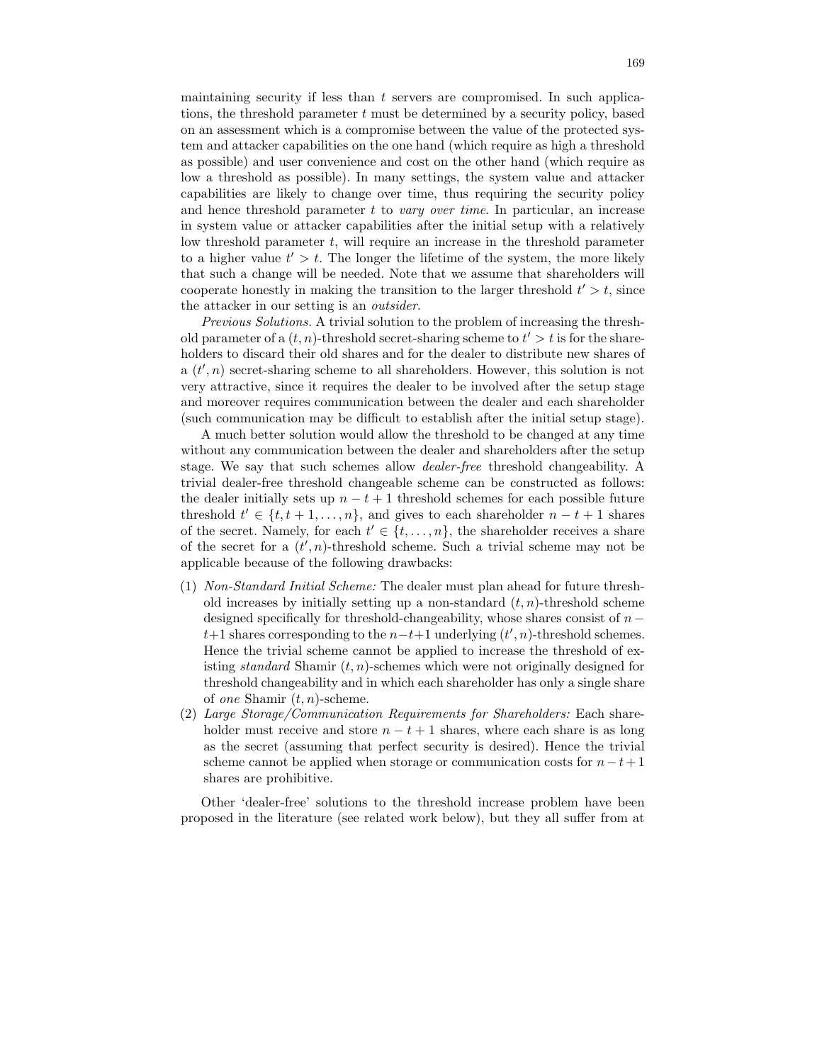maintaining security if less than $t$ servers are compromised. In such applications, the threshold parameter $t$ must be determined by a security policy, based on an assessment which is a compromise between the value of the protected system and attacker capabilities on the one hand (which require as high a threshold as possible) and user convenience and cost on the other hand (which require as low a threshold as possible). In many settings, the system value and attacker capabilities are likely to change over time, thus requiring the security policy and hence threshold parameter $t$ to *vary over time*. In particular, an increase in system value or attacker capabilities after the initial setup with a relatively low threshold parameter $t$, will require an increase in the threshold parameter to a higher value $t' > t$. The longer the lifetime of the system, the more likely that such a change will be needed. Note that we assume that shareholders will cooperate honestly in making the transition to the larger threshold $t' > t$, since the attacker in our setting is an *outsider*.

*Previous Solutions.* A trivial solution to the problem of increasing the threshold parameter of a $(t, n)$-threshold secret-sharing scheme to $t' > t$ is for the shareholders to discard their old shares and for the dealer to distribute new shares of a $(t', n)$ secret-sharing scheme to all shareholders. However, this solution is not very attractive, since it requires the dealer to be involved after the setup stage and moreover requires communication between the dealer and each shareholder (such communication may be difficult to establish after the initial setup stage).

A much better solution would allow the threshold to be changed at any time without any communication between the dealer and shareholders after the setup stage. We say that such schemes allow *dealer-free* threshold changeability. A trivial dealer-free threshold changeable scheme can be constructed as follows: the dealer initially sets up $n - t + 1$ threshold schemes for each possible future threshold $t' \in \{t, t + 1, \ldots, n\}$, and gives to each shareholder $n - t + 1$ shares of the secret. Namely, for each $t' \in \{t, \ldots, n\}$, the shareholder receives a share of the secret for a $(t', n)$-threshold scheme. Such a trivial scheme may not be applicable because of the following drawbacks:

(1) *Non-Standard Initial Scheme:* The dealer must plan ahead for future threshold increases by initially setting up a non-standard $(t, n)$-threshold scheme designed specifically for threshold-changeability, whose shares consist of $n - t + 1$ shares corresponding to the $n - t + 1$ underlying $(t', n)$-threshold schemes. Hence the trivial scheme cannot be applied to increase the threshold of existing *standard* Shamir $(t, n)$-schemes which were not originally designed for threshold changeability and in which each shareholder has only a single share of *one* Shamir $(t, n)$-scheme.

(2) *Large Storage/Communication Requirements for Shareholders:* Each shareholder must receive and store $n - t + 1$ shares, where each share is as long as the secret (assuming that perfect security is desired). Hence the trivial scheme cannot be applied when storage or communication costs for $n - t + 1$ shares are prohibitive.

Other 'dealer-free' solutions to the threshold increase problem have been proposed in the literature (see related work below), but they all suffer from at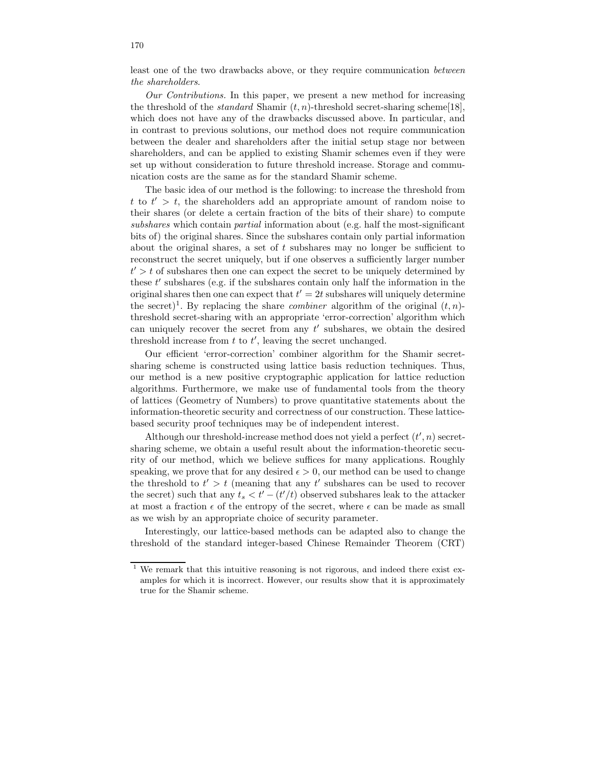least one of the two drawbacks above, or they require communication *between the shareholders*.

*Our Contributions.* In this paper, we present a new method for increasing the threshold of the *standard* Shamir $(t, n)$-threshold secret-sharing scheme[18], which does not have any of the drawbacks discussed above. In particular, and in contrast to previous solutions, our method does not require communication between the dealer and shareholders after the initial setup stage nor between shareholders, and can be applied to existing Shamir schemes even if they were set up without consideration to future threshold increase. Storage and communication costs are the same as for the standard Shamir scheme.

The basic idea of our method is the following: to increase the threshold from $t$ to $t' > t$, the shareholders add an appropriate amount of random noise to their shares (or delete a certain fraction of the bits of their share) to compute *subshares* which contain *partial* information about (e.g. half the most-significant bits of) the original shares. Since the subshares contain only partial information about the original shares, a set of $t$ subshares may no longer be sufficient to reconstruct the secret uniquely, but if one observes a sufficiently larger number $t' > t$ of subshares then one can expect the secret to be uniquely determined by these $t'$ subshares (e.g. if the subshares contain only half the information in the original shares then one can expect that $t' = 2t$ subshares will uniquely determine the secret)[1]. By replacing the share *combiner* algorithm of the original $(t, n)$-threshold secret-sharing with an appropriate 'error-correction' algorithm which can uniquely recover the secret from any $t'$ subshares, we obtain the desired threshold increase from $t$ to $t'$, leaving the secret unchanged.

Our efficient 'error-correction' combiner algorithm for the Shamir secret-sharing scheme is constructed using lattice basis reduction techniques. Thus, our method is a new positive cryptographic application for lattice reduction algorithms. Furthermore, we make use of fundamental tools from the theory of lattices (Geometry of Numbers) to prove quantitative statements about the information-theoretic security and correctness of our construction. These lattice-based security proof techniques may be of independent interest.

Although our threshold-increase method does not yield a perfect $(t', n)$ secret-sharing scheme, we obtain a useful result about the information-theoretic security of our method, which we believe suffices for many applications. Roughly speaking, we prove that for any desired $\epsilon > 0$, our method can be used to change the threshold to $t' > t$ (meaning that any $t'$ subshares can be used to recover the secret) such that any $t_s < t' - (t'/t)$ observed subshares leak to the attacker at most a fraction $\epsilon$ of the entropy of the secret, where $\epsilon$ can be made as small as we wish by an appropriate choice of security parameter.

Interestingly, our lattice-based methods can be adapted also to change the threshold of the standard integer-based Chinese Remainder Theorem (CRT)

[1] We remark that this intuitive reasoning is not rigorous, and indeed there exist examples for which it is incorrect. However, our results show that it is approximately true for the Shamir scheme.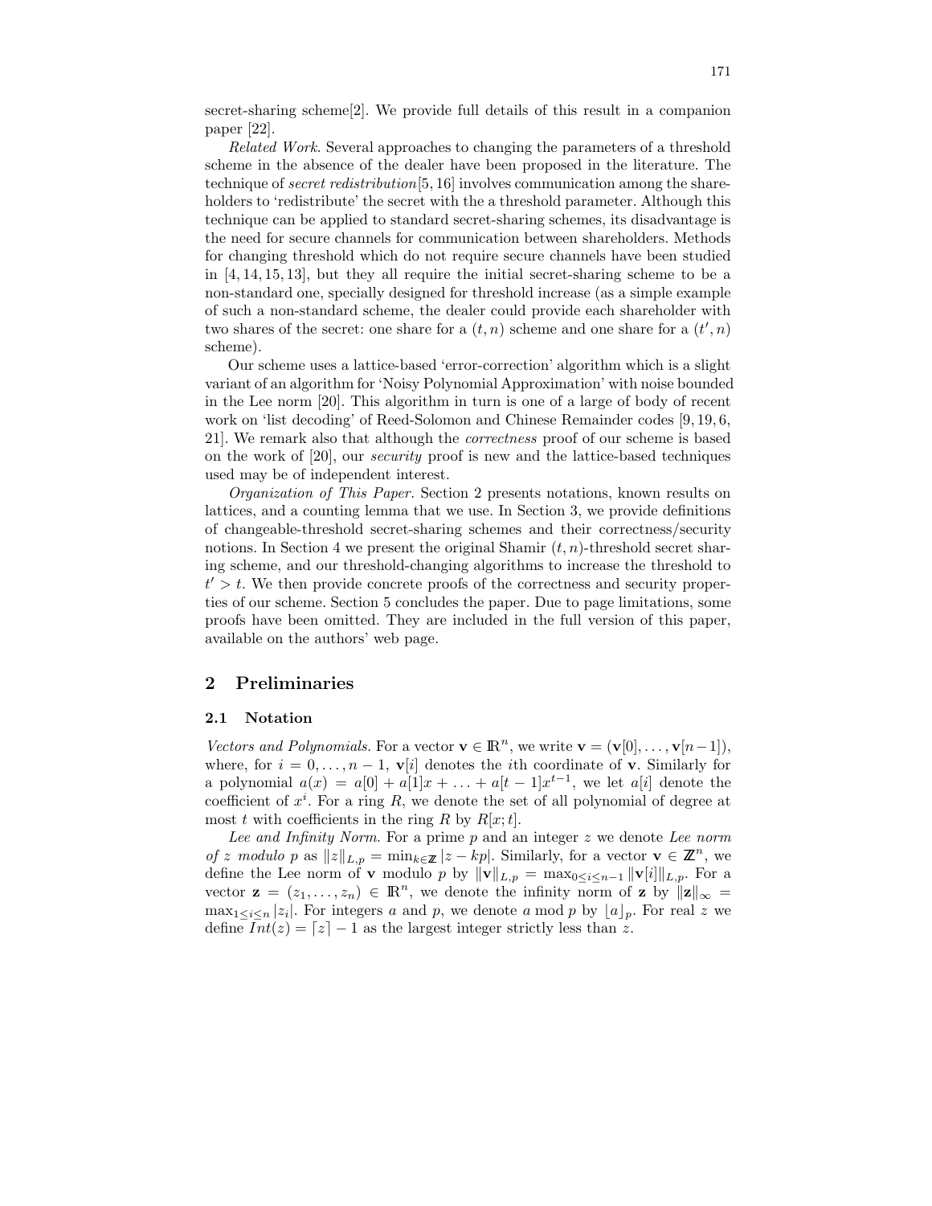secret-sharing scheme[2]. We provide full details of this result in a companion paper [22].

*Related Work.* Several approaches to changing the parameters of a threshold scheme in the absence of the dealer have been proposed in the literature. The technique of *secret redistribution*[5, 16] involves communication among the shareholders to 'redistribute' the secret with the a threshold parameter. Although this technique can be applied to standard secret-sharing schemes, its disadvantage is the need for secure channels for communication between shareholders. Methods for changing threshold which do not require secure channels have been studied in [4, 14, 15, 13], but they all require the initial secret-sharing scheme to be a non-standard one, specially designed for threshold increase (as a simple example of such a non-standard scheme, the dealer could provide each shareholder with two shares of the secret: one share for a $(t, n)$ scheme and one share for a $(t', n)$ scheme).

Our scheme uses a lattice-based 'error-correction' algorithm which is a slight variant of an algorithm for 'Noisy Polynomial Approximation' with noise bounded in the Lee norm [20]. This algorithm in turn is one of a large of body of recent work on 'list decoding' of Reed-Solomon and Chinese Remainder codes [9, 19, 6, 21]. We remark also that although the *correctness* proof of our scheme is based on the work of [20], our *security* proof is new and the lattice-based techniques used may be of independent interest.

*Organization of This Paper.* Section 2 presents notations, known results on lattices, and a counting lemma that we use. In Section 3, we provide definitions of changeable-threshold secret-sharing schemes and their correctness/security notions. In Section 4 we present the original Shamir $(t, n)$-threshold secret sharing scheme, and our threshold-changing algorithms to increase the threshold to $t' > t$. We then provide concrete proofs of the correctness and security properties of our scheme. Section 5 concludes the paper. Due to page limitations, some proofs have been omitted. They are included in the full version of this paper, available on the authors' web page.

## 2 Preliminaries

### 2.1 Notation

*Vectors and Polynomials.* For a vector $\mathbf{v} \in \mathbb{R}^n$, we write $\mathbf{v} = (\mathbf{v}[0], \ldots, \mathbf{v}[n-1])$, where, for $i = 0, \ldots, n-1$, $\mathbf{v}[i]$ denotes the $i$th coordinate of $\mathbf{v}$. Similarly for a polynomial $a(x) = a[0] + a[1]x + \ldots + a[t-1]x^{t-1}$, we let $a[i]$ denote the coefficient of $x^i$. For a ring $R$, we denote the set of all polynomial of degree at most $t$ with coefficients in the ring $R$ by $R[x; t]$.

*Lee and Infinity Norm.* For a prime $p$ and an integer $z$ we denote *Lee norm of $z$ modulo $p$* as $\|z\|_{L,p} = \min_{k \in \mathbb{Z}} |z - kp|$. Similarly, for a vector $\mathbf{v} \in \mathbb{Z}^n$, we define the Lee norm of $\mathbf{v}$ modulo $p$ by $\|\mathbf{v}\|_{L,p} = \max_{0 \le i \le n-1} \|\mathbf{v}[i]\|_{L,p}$. For a vector $\mathbf{z} = (z_1, \ldots, z_n) \in \mathbb{R}^n$, we denote the infinity norm of $\mathbf{z}$ by $\|\mathbf{z}\|_\infty = \max_{1 \le i \le n} |z_i|$. For integers $a$ and $p$, we denote $a \bmod p$ by $\lfloor a \rceil_p$. For real $z$ we define $Int(z) = \lceil z \rceil - 1$ as the largest integer strictly less than $z$.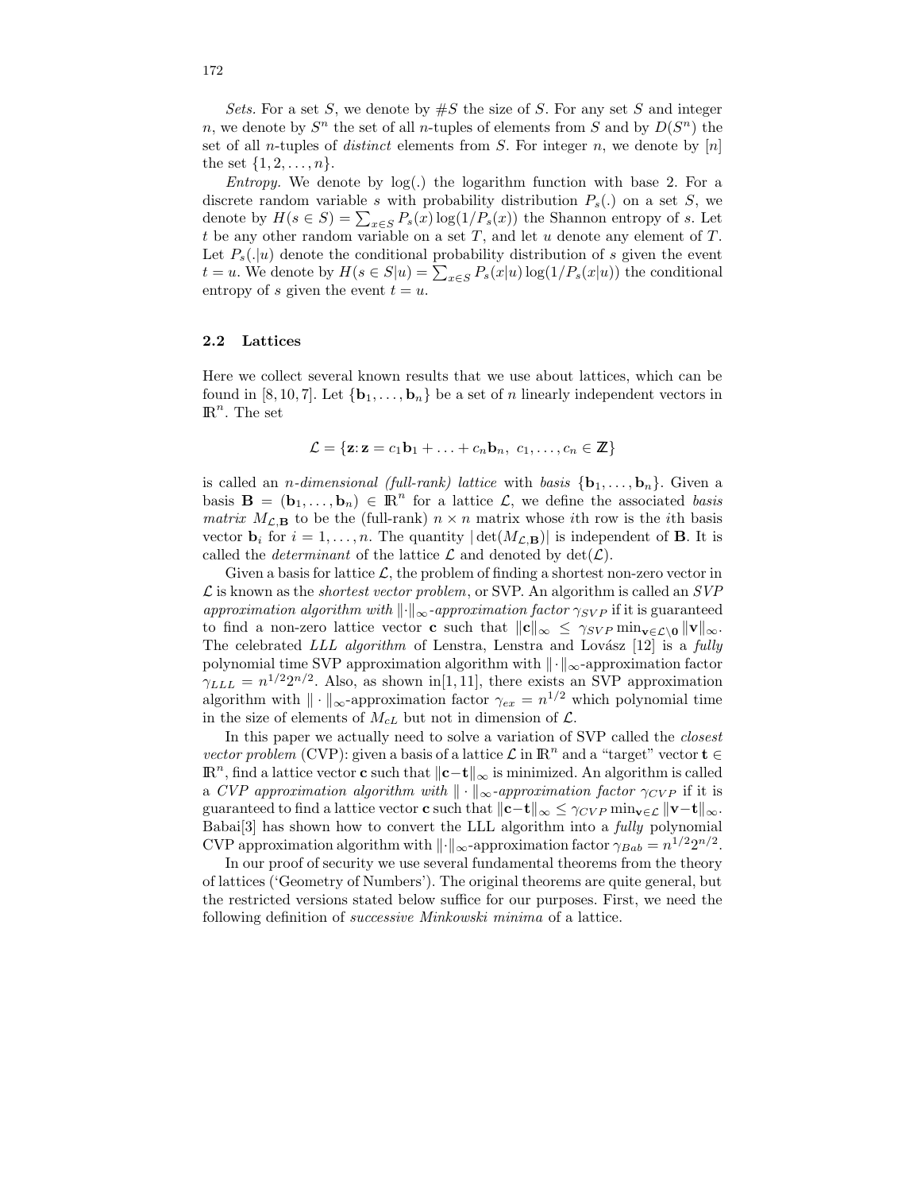*Sets.* For a set $S$, we denote by $\#S$ the size of $S$. For any set $S$ and integer $n$, we denote by $S^n$ the set of all $n$-tuples of elements from $S$ and by $D(S^n)$ the set of all $n$-tuples of *distinct* elements from $S$. For integer $n$, we denote by $[n]$ the set $\{1, 2, \ldots, n\}$.

*Entropy.* We denote by $\log(.)$ the logarithm function with base 2. For a discrete random variable $s$ with probability distribution $P_s(.)$ on a set $S$, we denote by $H(s \in S) = \sum_{x \in S} P_s(x) \log(1/P_s(x))$ the Shannon entropy of $s$. Let $t$ be any other random variable on a set $T$, and let $u$ denote any element of $T$. Let $P_s(.|u)$ denote the conditional probability distribution of $s$ given the event $t = u$. We denote by $H(s \in S|u) = \sum_{x \in S} P_s(x|u) \log(1/P_s(x|u))$ the conditional entropy of $s$ given the event $t = u$.

### 2.2 Lattices

Here we collect several known results that we use about lattices, which can be found in [8, 10, 7]. Let $\{\mathbf{b}_1, \ldots, \mathbf{b}_n\}$ be a set of $n$ linearly independent vectors in $\mathbb{R}^n$. The set

$$\mathcal{L} = \{\mathbf{z}: \mathbf{z} = c_1 \mathbf{b}_1 + \ldots + c_n \mathbf{b}_n,\ c_1, \ldots, c_n \in \mathbb{Z}\}$$

is called an *n-dimensional (full-rank) lattice* with *basis* $\{\mathbf{b}_1, \ldots, \mathbf{b}_n\}$. Given a basis $\mathbf{B} = (\mathbf{b}_1, \ldots, \mathbf{b}_n) \in \mathbb{R}^n$ for a lattice $\mathcal{L}$, we define the associated *basis matrix* $M_{\mathcal{L},\mathbf{B}}$ to be the (full-rank) $n \times n$ matrix whose $i$th row is the $i$th basis vector $\mathbf{b}_i$ for $i = 1, \ldots, n$. The quantity $|\det(M_{\mathcal{L},\mathbf{B}})|$ is independent of $\mathbf{B}$. It is called the *determinant* of the lattice $\mathcal{L}$ and denoted by $\det(\mathcal{L})$.

Given a basis for lattice $\mathcal{L}$, the problem of finding a shortest non-zero vector in $\mathcal{L}$ is known as the *shortest vector problem*, or SVP. An algorithm is called an *SVP approximation algorithm with $\|\cdot\|_\infty$-approximation factor $\gamma_{SVP}$* if it is guaranteed to find a non-zero lattice vector $\mathbf{c}$ such that $\|\mathbf{c}\|_\infty \leq \gamma_{SVP} \min_{\mathbf{v} \in \mathcal{L} \setminus \mathbf{0}} \|\mathbf{v}\|_\infty$. The celebrated *LLL algorithm* of Lenstra, Lenstra and Lovász [12] is a *fully* polynomial time SVP approximation algorithm with $\|\cdot\|_\infty$-approximation factor $\gamma_{LLL} = n^{1/2} 2^{n/2}$. Also, as shown in[1, 11], there exists an SVP approximation algorithm with $\|\cdot\|_\infty$-approximation factor $\gamma_{ex} = n^{1/2}$ which polynomial time in the size of elements of $M_{cL}$ but not in dimension of $\mathcal{L}$.

In this paper we actually need to solve a variation of SVP called the *closest vector problem* (CVP): given a basis of a lattice $\mathcal{L}$ in $\mathbb{R}^n$ and a "target" vector $\mathbf{t} \in \mathbb{R}^n$, find a lattice vector $\mathbf{c}$ such that $\|\mathbf{c} - \mathbf{t}\|_\infty$ is minimized. An algorithm is called a *CVP approximation algorithm with $\|\cdot\|_\infty$-approximation factor $\gamma_{CVP}$* if it is guaranteed to find a lattice vector $\mathbf{c}$ such that $\|\mathbf{c} - \mathbf{t}\|_\infty \leq \gamma_{CVP} \min_{\mathbf{v} \in \mathcal{L}} \|\mathbf{v} - \mathbf{t}\|_\infty$. Babai[3] has shown how to convert the LLL algorithm into a *fully* polynomial CVP approximation algorithm with $\|\cdot\|_\infty$-approximation factor $\gamma_{Bab} = n^{1/2} 2^{n/2}$.

In our proof of security we use several fundamental theorems from the theory of lattices ('Geometry of Numbers'). The original theorems are quite general, but the restricted versions stated below suffice for our purposes. First, we need the following definition of *successive Minkowski minima* of a lattice.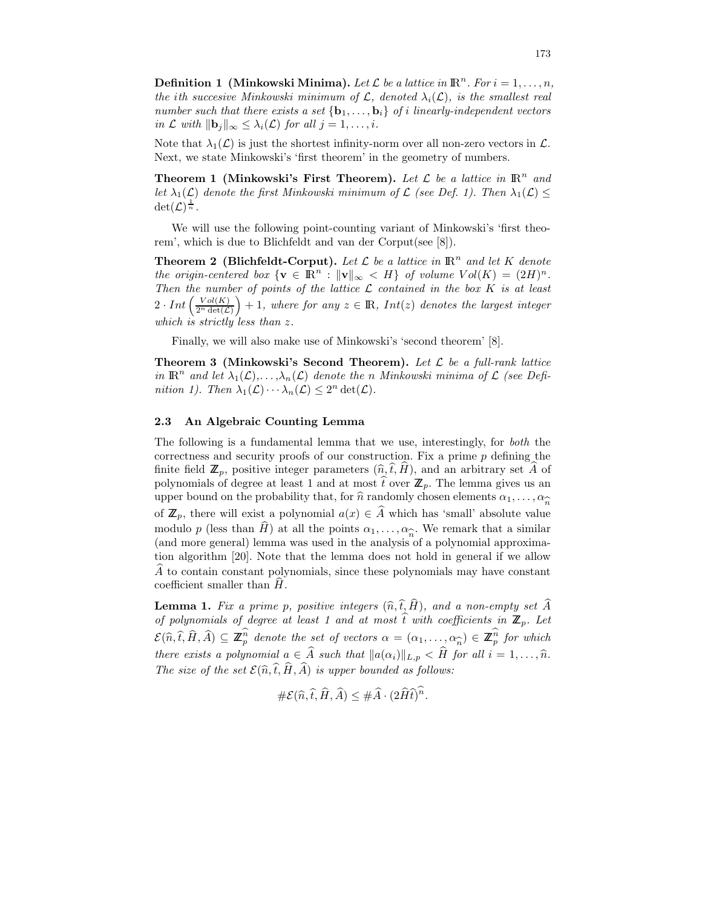**Definition 1 (Minkowski Minima).** *Let $\mathcal{L}$ be a lattice in $\mathbb{R}^n$. For $i = 1, \ldots, n$, the ith succesive Minkowski minimum of $\mathcal{L}$, denoted $\lambda_i(\mathcal{L})$, is the smallest real number such that there exists a set $\{\mathbf{b}_1, \ldots, \mathbf{b}_i\}$ of $i$ linearly-independent vectors in $\mathcal{L}$ with $\|\mathbf{b}_j\|_\infty \leq \lambda_i(\mathcal{L})$ for all $j = 1, \ldots, i$.*

Note that $\lambda_1(\mathcal{L})$ is just the shortest infinity-norm over all non-zero vectors in $\mathcal{L}$. Next, we state Minkowski's 'first theorem' in the geometry of numbers.

**Theorem 1 (Minkowski's First Theorem).** *Let $\mathcal{L}$ be a lattice in $\mathbb{R}^n$ and let $\lambda_1(\mathcal{L})$ denote the first Minkowski minimum of $\mathcal{L}$ (see Def. 1). Then $\lambda_1(\mathcal{L}) \leq \det(\mathcal{L})^{\frac{1}{n}}$.*

We will use the following point-counting variant of Minkowski's 'first theorem', which is due to Blichfeldt and van der Corput(see [8]).

**Theorem 2 (Blichfeldt-Corput).** *Let $\mathcal{L}$ be a lattice in $\mathbb{R}^n$ and let $K$ denote the origin-centered box $\{\mathbf{v} \in \mathbb{R}^n : \|\mathbf{v}\|_\infty < H\}$ of volume $Vol(K) = (2H)^n$. Then the number of points of the lattice $\mathcal{L}$ contained in the box $K$ is at least $2 \cdot Int\left(\frac{Vol(K)}{2^n \det(\mathcal{L})}\right) + 1$, where for any $z \in \mathbb{R}$, $Int(z)$ denotes the largest integer which is strictly less than $z$.*

Finally, we will also make use of Minkowski's 'second theorem' [8].

**Theorem 3 (Minkowski's Second Theorem).** *Let $\mathcal{L}$ be a full-rank lattice in $\mathbb{R}^n$ and let $\lambda_1(\mathcal{L}), \ldots, \lambda_n(\mathcal{L})$ denote the $n$ Minkowski minima of $\mathcal{L}$ (see Definition 1). Then $\lambda_1(\mathcal{L}) \cdots \lambda_n(\mathcal{L}) \leq 2^n \det(\mathcal{L})$.*

### 2.3 An Algebraic Counting Lemma

The following is a fundamental lemma that we use, interestingly, for *both* the correctness and security proofs of our construction. Fix a prime $p$ defining the finite field $\mathbb{Z}_p$, positive integer parameters $(\widehat{n}, \widehat{t}, \widehat{H})$, and an arbitrary set $\widehat{A}$ of polynomials of degree at least 1 and at most $\widehat{t}$ over $\mathbb{Z}_p$. The lemma gives us an upper bound on the probability that, for $\widehat{n}$ randomly chosen elements $\alpha_1, \ldots, \alpha_{\widehat{n}}$ of $\mathbb{Z}_p$, there will exist a polynomial $a(x) \in \widehat{A}$ which has 'small' absolute value modulo $p$ (less than $\widehat{H}$) at all the points $\alpha_1, \ldots, \alpha_{\widehat{n}}$. We remark that a similar (and more general) lemma was used in the analysis of a polynomial approximation algorithm [20]. Note that the lemma does not hold in general if we allow $\widehat{A}$ to contain constant polynomials, since these polynomials may have constant coefficient smaller than $\widehat{H}$.

**Lemma 1.** *Fix a prime $p$, positive integers $(\widehat{n}, \widehat{t}, \widehat{H})$, and a non-empty set $\widehat{A}$ of polynomials of degree at least 1 and at most $\widehat{t}$ with coefficients in $\mathbb{Z}_p$. Let $\mathcal{E}(\widehat{n}, \widehat{t}, \widehat{H}, \widehat{A}) \subseteq \mathbb{Z}_p^{\widehat{n}}$ denote the set of vectors $\alpha = (\alpha_1, \ldots, \alpha_{\widehat{n}}) \in \mathbb{Z}_p^{\widehat{n}}$ for which there exists a polynomial $a \in \widehat{A}$ such that $\|a(\alpha_i)\|_{L,p} < \widehat{H}$ for all $i = 1, \ldots, \widehat{n}$. The size of the set $\mathcal{E}(\widehat{n}, \widehat{t}, \widehat{H}, \widehat{A})$ is upper bounded as follows:*

$$\#\mathcal{E}(\widehat{n}, \widehat{t}, \widehat{H}, \widehat{A}) \leq \#\widehat{A} \cdot (2\widehat{H}\widehat{t})^{\widehat{n}}.$$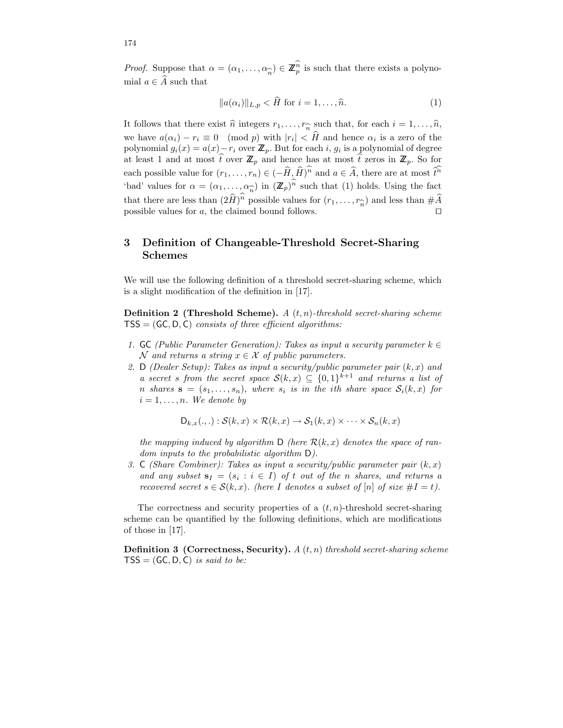*Proof.* Suppose that $\alpha = (\alpha_1, \ldots, \alpha_{\widehat{n}}) \in \mathbb{Z}_p^{\widehat{n}}$ is such that there exists a polynomial $a \in \widehat{A}$ such that

$$\|a(\alpha_i)\|_{L,p} < \widehat{H} \text{ for } i = 1, \ldots, \widehat{n}. \tag{1}$$

It follows that there exist $\widehat{n}$ integers $r_1, \ldots, r_{\widehat{n}}$ such that, for each $i = 1, \ldots, \widehat{n}$, we have $a(\alpha_i) - r_i \equiv 0 \pmod p$ with $|r_i| < \widehat{H}$ and hence $\alpha_i$ is a zero of the polynomial $g_i(x) = a(x) - r_i$ over $\mathbb{Z}_p$. But for each $i$, $g_i$ is a polynomial of degree at least 1 and at most $\widehat{t}$ over $\mathbb{Z}_p$ and hence has at most $\widehat{t}$ zeros in $\mathbb{Z}_p$. So for each possible value for $(r_1, \ldots, r_n) \in (-\widehat{H}, \widehat{H})^{\widehat{n}}$ and $a \in \widehat{A}$, there are at most $\widehat{t}^{\widehat{n}}$ 'bad' values for $\alpha = (\alpha_1, \ldots, \alpha_{\widehat{n}})$ in $(\mathbb{Z}_p)^{\widehat{n}}$ such that (1) holds. Using the fact that there are less than $(2\widehat{H})^{\widehat{n}}$ possible values for $(r_1, \ldots, r_{\widehat{n}})$ and less than $\#\widehat{A}$ possible values for $a$, the claimed bound follows. $\square$

## 3 Definition of Changeable-Threshold Secret-Sharing Schemes

We will use the following definition of a threshold secret-sharing scheme, which is a slight modification of the definition in [17].

**Definition 2 (Threshold Scheme).** *A $(t, n)$-threshold secret-sharing scheme $\mathsf{TSS} = (\mathsf{GC}, \mathsf{D}, \mathsf{C})$ consists of three efficient algorithms:*

1. $\mathsf{GC}$ *(Public Parameter Generation): Takes as input a security parameter $k \in \mathcal{N}$ and returns a string $x \in \mathcal{X}$ of public parameters.*
2. $\mathsf{D}$ *(Dealer Setup): Takes as input a security/public parameter pair $(k, x)$ and a secret $s$ from the secret space $\mathcal{S}(k, x) \subseteq \{0,1\}^{k+1}$ and returns a list of $n$ shares $\mathbf{s} = (s_1, \ldots, s_n)$, where $s_i$ is in the $i$th share space $\mathcal{S}_i(k, x)$ for $i = 1, \ldots, n$. We denote by*

$$\mathsf{D}_{k,x}(.,.) : \mathcal{S}(k,x) \times \mathcal{R}(k,x) \to \mathcal{S}_1(k,x) \times \cdots \times \mathcal{S}_n(k,x)$$

   *the mapping induced by algorithm $\mathsf{D}$ (here $\mathcal{R}(k,x)$ denotes the space of random inputs to the probabilistic algorithm $\mathsf{D}$).*
3. $\mathsf{C}$ *(Share Combiner): Takes as input a security/public parameter pair $(k, x)$ and any subset $\mathbf{s}_I = (s_i : i \in I)$ of $t$ out of the $n$ shares, and returns a recovered secret $s \in \mathcal{S}(k, x)$. (here $I$ denotes a subset of $[n]$ of size $\#I = t$).*

The correctness and security properties of a $(t, n)$-threshold secret-sharing scheme can be quantified by the following definitions, which are modifications of those in [17].

**Definition 3 (Correctness, Security).** *A $(t, n)$ threshold secret-sharing scheme $\mathsf{TSS} = (\mathsf{GC}, \mathsf{D}, \mathsf{C})$ is said to be:*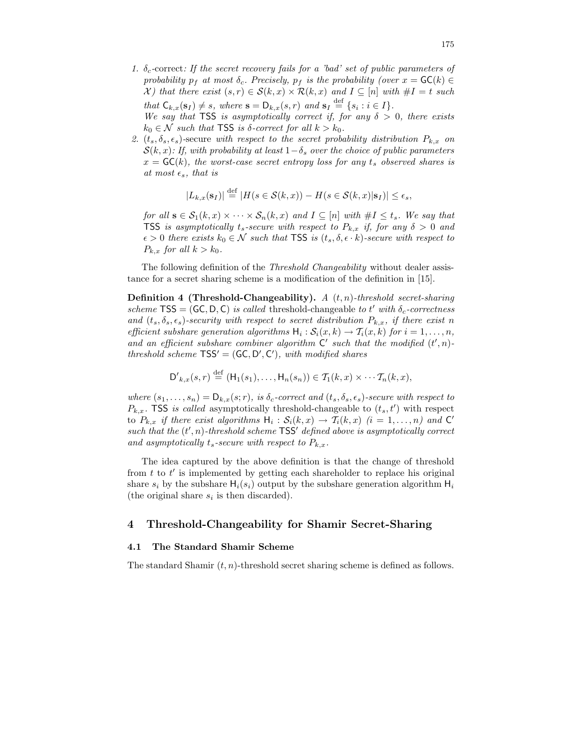1. $\delta_c$-correct*: If the secret recovery fails for a 'bad' set of public parameters of probability $p_f$ at most $\delta_c$. Precisely, $p_f$ is the probability (over $x = \mathsf{GC}(k) \in \mathcal{X}$) that there exist $(s, r) \in \mathcal{S}(k, x) \times \mathcal{R}(k, x)$ and $I \subseteq [n]$ with $\#I = t$ such that $\mathsf{C}_{k,x}(\mathbf{s}_I) \neq s$, where $\mathbf{s} = \mathsf{D}_{k,x}(s, r)$ and $\mathbf{s}_I \stackrel{\text{def}}{=} \{s_i : i \in I\}$.*
   *We say that $\mathsf{TSS}$ is asymptotically correct if, for any $\delta > 0$, there exists $k_0 \in \mathcal{N}$ such that $\mathsf{TSS}$ is $\delta$-correct for all $k > k_0$.*
2. $(t_s, \delta_s, \epsilon_s)$-secure *with respect to the secret probability distribution $P_{k,x}$ on $\mathcal{S}(k, x)$: If, with probability at least $1 - \delta_s$ over the choice of public parameters $x = \mathsf{GC}(k)$, the worst-case secret entropy loss for any $t_s$ observed shares is at most $\epsilon_s$, that is*

$$|L_{k,x}(\mathbf{s}_I)| \stackrel{\text{def}}{=} |H(s \in \mathcal{S}(k, x)) - H(s \in \mathcal{S}(k, x)|\mathbf{s}_I)| \leq \epsilon_s,$$

   *for all $\mathbf{s} \in \mathcal{S}_1(k, x) \times \cdots \times \mathcal{S}_n(k, x)$ and $I \subseteq [n]$ with $\#I \leq t_s$. We say that $\mathsf{TSS}$ is asymptotically $t_s$-secure with respect to $P_{k,x}$ if, for any $\delta > 0$ and $\epsilon > 0$ there exists $k_0 \in \mathcal{N}$ such that $\mathsf{TSS}$ is $(t_s, \delta, \epsilon \cdot k)$-secure with respect to $P_{k,x}$ for all $k > k_0$.*

The following definition of the *Threshold Changeability* without dealer assistance for a secret sharing scheme is a modification of the definition in [15].

**Definition 4 (Threshold-Changeability).** *A $(t, n)$-threshold secret-sharing scheme $\mathsf{TSS} = (\mathsf{GC}, \mathsf{D}, \mathsf{C})$ is called* threshold-changeable *to $t'$ with $\delta_c$-correctness and $(t_s, \delta_s, \epsilon_s)$-security with respect to secret distribution $P_{k,x}$, if there exist $n$ efficient subshare generation algorithms $\mathsf{H}_i : \mathcal{S}_i(x, k) \to \mathcal{T}_i(x, k)$ for $i = 1, \ldots, n$, and an efficient subshare combiner algorithm $\mathsf{C}'$ such that the modified $(t', n)$-threshold scheme $\mathsf{TSS}' = (\mathsf{GC}, \mathsf{D}', \mathsf{C}')$, with modified shares*

$$\mathsf{D}'_{k,x}(s, r) \stackrel{\text{def}}{=} (\mathsf{H}_1(s_1), \ldots, \mathsf{H}_n(s_n)) \in \mathcal{T}_1(k, x) \times \cdots \mathcal{T}_n(k, x),$$

*where $(s_1, \ldots, s_n) = \mathsf{D}_{k,x}(s; r)$, is $\delta_c$-correct and $(t_s, \delta_s, \epsilon_s)$-secure with respect to $P_{k,x}$. $\mathsf{TSS}$ is called* asymptotically threshold-changeable to $(t_s, t')$ with respect *to $P_{k,x}$ if there exist algorithms $\mathsf{H}_i : \mathcal{S}_i(k, x) \to \mathcal{T}_i(k, x)$ $(i = 1, \ldots, n)$ and $\mathsf{C}'$ such that the $(t', n)$-threshold scheme $\mathsf{TSS}'$ defined above is asymptotically correct and asymptotically $t_s$-secure with respect to $P_{k,x}$.*

The idea captured by the above definition is that the change of threshold from $t$ to $t'$ is implemented by getting each shareholder to replace his original share $s_i$ by the subshare $\mathsf{H}_i(s_i)$ output by the subshare generation algorithm $\mathsf{H}_i$ (the original share $s_i$ is then discarded).

## 4 Threshold-Changeability for Shamir Secret-Sharing

### 4.1 The Standard Shamir Scheme

The standard Shamir $(t, n)$-threshold secret sharing scheme is defined as follows.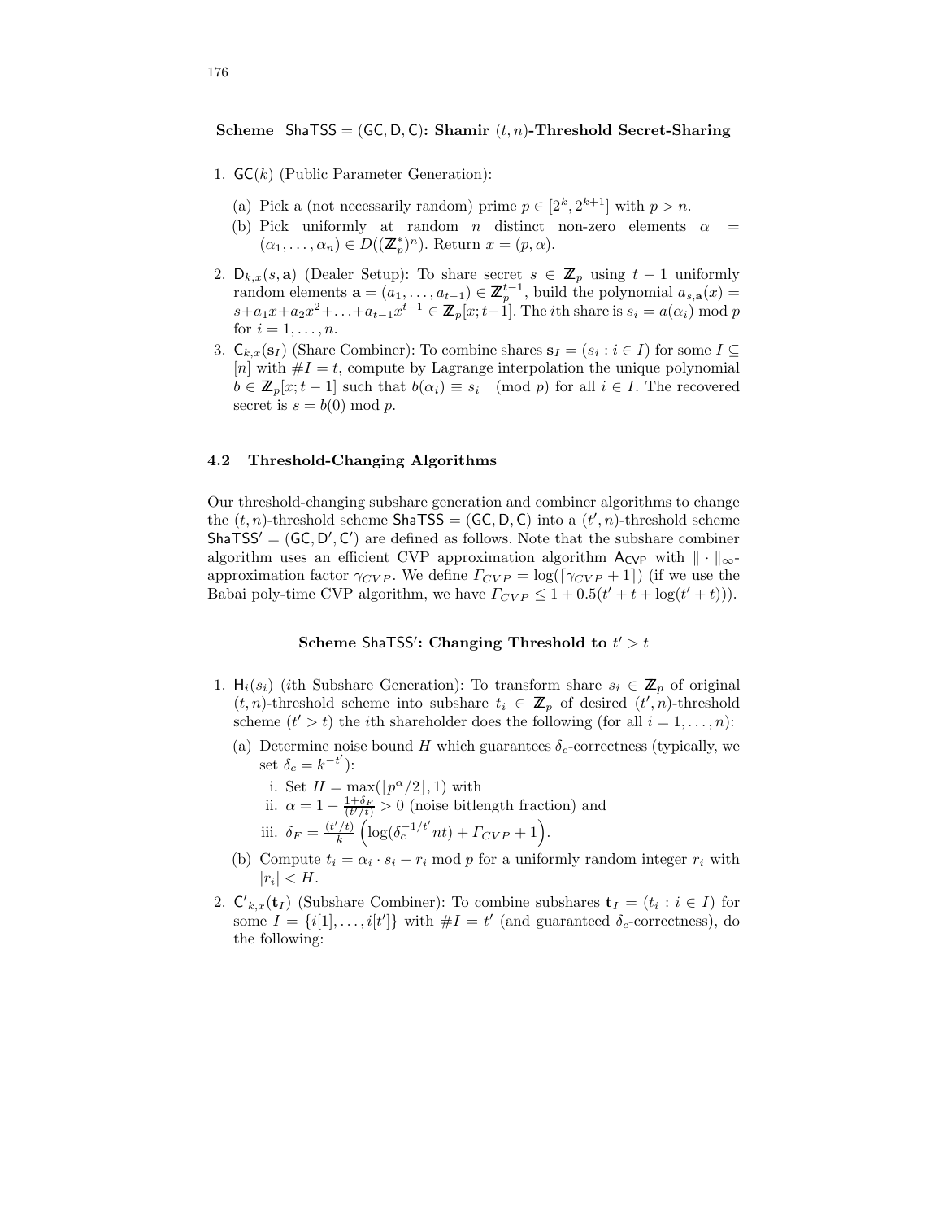**Scheme** $\mathsf{ShaTSS} = (\mathsf{GC}, \mathsf{D}, \mathsf{C})$**: Shamir** $(t, n)$**-Threshold Secret-Sharing**

1. $\mathsf{GC}(k)$ (Public Parameter Generation):
   (a) Pick a (not necessarily random) prime $p \in [2^k, 2^{k+1}]$ with $p > n$.
   (b) Pick uniformly at random $n$ distinct non-zero elements $\alpha = (\alpha_1, \ldots, \alpha_n) \in D((\mathbb{Z}_p^*)^n)$. Return $x = (p, \alpha)$.
2. $\mathsf{D}_{k,x}(s, \mathbf{a})$ (Dealer Setup): To share secret $s \in \mathbb{Z}_p$ using $t-1$ uniformly random elements $\mathbf{a} = (a_1, \ldots, a_{t-1}) \in \mathbb{Z}_p^{t-1}$, build the polynomial $a_{s,\mathbf{a}}(x) = s + a_1 x + a_2 x^2 + \ldots + a_{t-1} x^{t-1} \in \mathbb{Z}_p[x; t-1]$. The $i$th share is $s_i = a(\alpha_i) \bmod p$ for $i = 1, \ldots, n$.
3. $\mathsf{C}_{k,x}(\mathbf{s}_I)$ (Share Combiner): To combine shares $\mathbf{s}_I = (s_i : i \in I)$ for some $I \subseteq [n]$ with $\#I = t$, compute by Lagrange interpolation the unique polynomial $b \in \mathbb{Z}_p[x; t-1]$ such that $b(\alpha_i) \equiv s_i \pmod{p}$ for all $i \in I$. The recovered secret is $s = b(0) \bmod p$.

### 4.2 Threshold-Changing Algorithms

Our threshold-changing subshare generation and combiner algorithms to change the $(t, n)$-threshold scheme $\mathsf{ShaTSS} = (\mathsf{GC}, \mathsf{D}, \mathsf{C})$ into a $(t', n)$-threshold scheme $\mathsf{ShaTSS}' = (\mathsf{GC}, \mathsf{D}', \mathsf{C}')$ are defined as follows. Note that the subshare combiner algorithm uses an efficient CVP approximation algorithm $\mathsf{A}_{\mathsf{CVP}}$ with $\|\cdot\|_\infty$-approximation factor $\gamma_{CVP}$. We define $\Gamma_{CVP} = \log(\lceil \gamma_{CVP} + 1 \rceil)$ (if we use the Babai poly-time CVP algorithm, we have $\Gamma_{CVP} \leq 1 + 0.5(t' + t + \log(t' + t))$).

**Scheme** $\mathsf{ShaTSS}'$**: Changing Threshold to** $t' > t$

1. $\mathsf{H}_i(s_i)$ ($i$th Subshare Generation): To transform share $s_i \in \mathbb{Z}_p$ of original $(t, n)$-threshold scheme into subshare $t_i \in \mathbb{Z}_p$ of desired $(t', n)$-threshold scheme ($t' > t$) the $i$th shareholder does the following (for all $i = 1, \ldots, n$):
   (a) Determine noise bound $H$ which guarantees $\delta_c$-correctness (typically, we set $\delta_c = k^{-t'}$):
      i. Set $H = \max(\lfloor p^\alpha / 2 \rfloor, 1)$ with
      ii. $\alpha = 1 - \frac{1+\delta_F}{(t'/t)} > 0$ (noise bitlength fraction) and
      iii. $\delta_F = \frac{(t'/t)}{k}\left(\log(\delta_c^{-1/t'} n t) + \Gamma_{CVP} + 1\right)$.
   (b) Compute $t_i = \alpha_i \cdot s_i + r_i \bmod p$ for a uniformly random integer $r_i$ with $|r_i| < H$.
2. $\mathsf{C}'_{k,x}(\mathbf{t}_I)$ (Subshare Combiner): To combine subshares $\mathbf{t}_I = (t_i : i \in I)$ for some $I = \{i[1], \ldots, i[t']\}$ with $\#I = t'$ (and guaranteed $\delta_c$-correctness), do the following: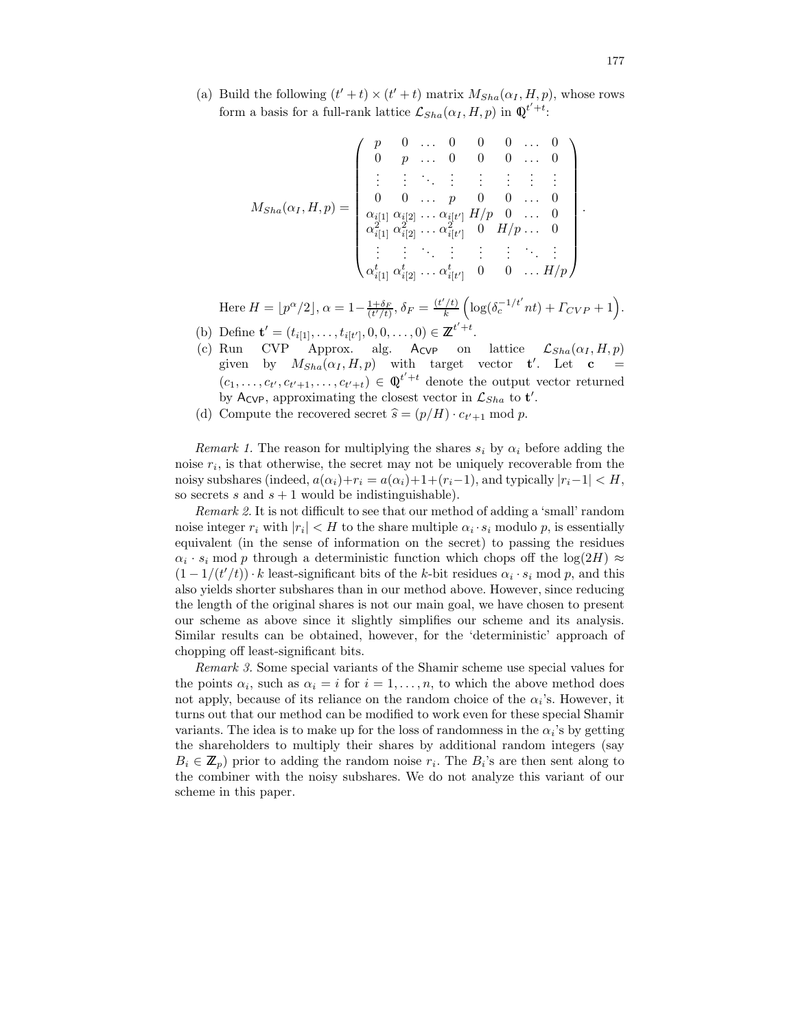(a) Build the following $(t'+t) \times (t'+t)$ matrix $M_{Sha}(\alpha_I, H, p)$, whose rows form a basis for a full-rank lattice $\mathcal{L}_{Sha}(\alpha_I, H, p)$ in $\mathbb{Q}^{t'+t}$:

$$M_{Sha}(\alpha_I, H, p) = \begin{pmatrix} p & 0 & \dots & 0 & 0 & 0 & \dots & 0 \\ 0 & p & \dots & 0 & 0 & 0 & \dots & 0 \\ \vdots & \vdots & \ddots & \vdots & \vdots & \vdots & \vdots & \vdots \\ 0 & 0 & \dots & p & 0 & 0 & \dots & 0 \\ \alpha_{i[1]} & \alpha_{i[2]} & \dots & \alpha_{i[t']} & H/p & 0 & \dots & 0 \\ \alpha_{i[1]}^2 & \alpha_{i[2]}^2 & \dots & \alpha_{i[t']}^2 & 0 & H/p & \dots & 0 \\ \vdots & \vdots & \ddots & \vdots & \vdots & \vdots & \ddots & \vdots \\ \alpha_{i[1]}^t & \alpha_{i[2]}^t & \dots & \alpha_{i[t']}^t & 0 & 0 & \dots & H/p \end{pmatrix}.$$

Here $H = \lfloor p^{\alpha}/2 \rfloor$, $\alpha = 1 - \frac{1+\delta_F}{(t'/t)}$, $\delta_F = \frac{(t'/t)}{k}\left(\log(\delta_c^{-1/t'} nt) + \Gamma_{CVP} + 1\right)$.

(b) Define $\mathbf{t}' = (t_{i[1]}, \dots, t_{i[t']}, 0, 0, \dots, 0) \in \mathbb{Z}^{t'+t}$.

(c) Run CVP Approx. alg. $\mathsf{A}_{\mathsf{CVP}}$ on lattice $\mathcal{L}_{Sha}(\alpha_I, H, p)$ given by $M_{Sha}(\alpha_I, H, p)$ with target vector $\mathbf{t}'$. Let $\mathbf{c} = (c_1, \dots, c_{t'}, c_{t'+1}, \dots, c_{t'+t}) \in \mathbb{Q}^{t'+t}$ denote the output vector returned by $\mathsf{A}_{\mathsf{CVP}}$, approximating the closest vector in $\mathcal{L}_{Sha}$ to $\mathbf{t}'$.

(d) Compute the recovered secret $\widehat{s} = (p/H) \cdot c_{t'+1} \bmod p$.

*Remark 1.* The reason for multiplying the shares $s_i$ by $\alpha_i$ before adding the noise $r_i$, is that otherwise, the secret may not be uniquely recoverable from the noisy subshares (indeed, $a(\alpha_i)+r_i = a(\alpha_i)+1+(r_i-1)$, and typically $|r_i - 1| < H$, so secrets $s$ and $s+1$ would be indistinguishable).

*Remark 2.* It is not difficult to see that our method of adding a 'small' random noise integer $r_i$ with $|r_i| < H$ to the share multiple $\alpha_i \cdot s_i$ modulo $p$, is essentially equivalent (in the sense of information on the secret) to passing the residues $\alpha_i \cdot s_i \bmod p$ through a deterministic function which chops off the $\log(2H) \approx (1 - 1/(t'/t)) \cdot k$ least-significant bits of the $k$-bit residues $\alpha_i \cdot s_i \bmod p$, and this also yields shorter subshares than in our method above. However, since reducing the length of the original shares is not our main goal, we have chosen to present our scheme as above since it slightly simplifies our scheme and its analysis. Similar results can be obtained, however, for the 'deterministic' approach of chopping off least-significant bits.

*Remark 3.* Some special variants of the Shamir scheme use special values for the points $\alpha_i$, such as $\alpha_i = i$ for $i = 1, \dots, n$, to which the above method does not apply, because of its reliance on the random choice of the $\alpha_i$'s. However, it turns out that our method can be modified to work even for these special Shamir variants. The idea is to make up for the loss of randomness in the $\alpha_i$'s by getting the shareholders to multiply their shares by additional random integers (say $B_i \in \mathbb{Z}_p$) prior to adding the random noise $r_i$. The $B_i$'s are then sent along to the combiner with the noisy subshares. We do not analyze this variant of our scheme in this paper.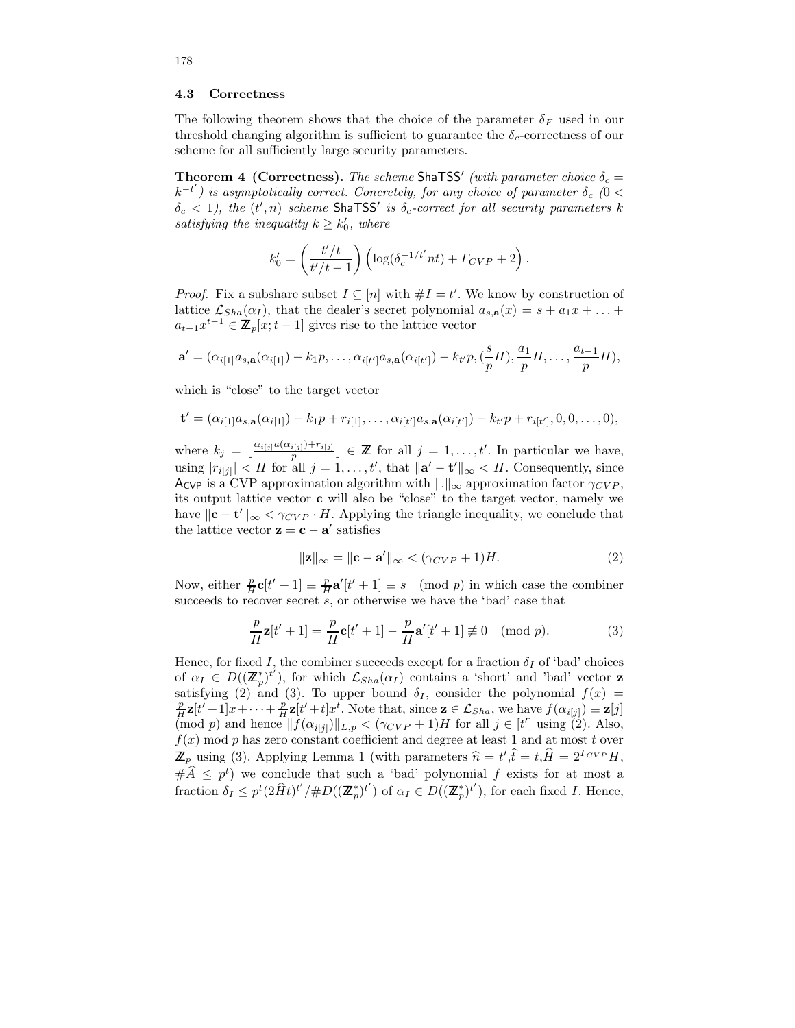### 4.3 Correctness

The following theorem shows that the choice of the parameter $\delta_F$ used in our threshold changing algorithm is sufficient to guarantee the $\delta_c$-correctness of our scheme for all sufficiently large security parameters.

**Theorem 4 (Correctness).** *The scheme* $\mathsf{ShaTSS}'$ *(with parameter choice* $\delta_c = k^{-t'}$*) is asymptotically correct. Concretely, for any choice of parameter* $\delta_c$ *(*$0 < \delta_c < 1$*), the* $(t', n)$ *scheme* $\mathsf{ShaTSS}'$ *is* $\delta_c$*-correct for all security parameters* $k$ *satisfying the inequality* $k \geq k_0'$*, where*

$$k_0' = \left(\frac{t'/t}{t'/t - 1}\right)\left(\log(\delta_c^{-1/t'} nt) + \Gamma_{CVP} + 2\right).$$

*Proof.* Fix a subshare subset $I \subseteq [n]$ with $\#I = t'$. We know by construction of lattice $\mathcal{L}_{Sha}(\alpha_I)$, that the dealer's secret polynomial $a_{s,\mathbf{a}}(x) = s + a_1 x + \ldots + a_{t-1}x^{t-1} \in \mathbb{Z}_p[x; t-1]$ gives rise to the lattice vector

$$\mathbf{a}' = (\alpha_{i[1]} a_{s,\mathbf{a}}(\alpha_{i[1]}) - k_1 p, \ldots, \alpha_{i[t']} a_{s,\mathbf{a}}(\alpha_{i[t']}) - k_{t'} p, (\frac{s}{p}H), \frac{a_1}{p}H, \ldots, \frac{a_{t-1}}{p}H),$$

which is "close" to the target vector

$$\mathbf{t}' = (\alpha_{i[1]} a_{s,\mathbf{a}}(\alpha_{i[1]}) - k_1 p + r_{i[1]}, \ldots, \alpha_{i[t']} a_{s,\mathbf{a}}(\alpha_{i[t']}) - k_{t'} p + r_{i[t']}, 0, 0, \ldots, 0),$$

where $k_j = \lfloor \frac{\alpha_{i[j]} a(\alpha_{i[j]}) + r_{i[j]}}{p} \rfloor \in \mathbb{Z}$ for all $j = 1, \ldots, t'$. In particular we have, using $|r_{i[j]}| < H$ for all $j = 1, \ldots, t'$, that $\|\mathbf{a}' - \mathbf{t}'\|_\infty < H$. Consequently, since $\mathsf{A}_{\mathsf{CVP}}$ is a CVP approximation algorithm with $\|.\|_\infty$ approximation factor $\gamma_{CVP}$, its output lattice vector $\mathbf{c}$ will also be "close" to the target vector, namely we have $\|\mathbf{c} - \mathbf{t}'\|_\infty < \gamma_{CVP} \cdot H$. Applying the triangle inequality, we conclude that the lattice vector $\mathbf{z} = \mathbf{c} - \mathbf{a}'$ satisfies

$$\|\mathbf{z}\|_\infty = \|\mathbf{c} - \mathbf{a}'\|_\infty < (\gamma_{CVP} + 1)H. \tag{2}$$

Now, either $\frac{p}{H}\mathbf{c}[t'+1] \equiv \frac{p}{H}\mathbf{a}'[t'+1] \equiv s \pmod{p}$ in which case the combiner succeeds to recover secret $s$, or otherwise we have the 'bad' case that

$$\frac{p}{H}\mathbf{z}[t'+1] = \frac{p}{H}\mathbf{c}[t'+1] - \frac{p}{H}\mathbf{a}'[t'+1] \not\equiv 0 \pmod{p}. \tag{3}$$

Hence, for fixed $I$, the combiner succeeds except for a fraction $\delta_I$ of 'bad' choices of $\alpha_I \in D((\mathbb{Z}_p^*)^{t'})$, for which $\mathcal{L}_{Sha}(\alpha_I)$ contains a 'short' and 'bad' vector $\mathbf{z}$ satisfying (2) and (3). To upper bound $\delta_I$, consider the polynomial $f(x) = \frac{p}{H}\mathbf{z}[t'+1]x + \cdots + \frac{p}{H}\mathbf{z}[t'+t]x^t$. Note that, since $\mathbf{z} \in \mathcal{L}_{Sha}$, we have $f(\alpha_{i[j]}) \equiv \mathbf{z}[j] \pmod{p}$ and hence $\|f(\alpha_{i[j]})\|_{L,p} < (\gamma_{CVP} + 1)H$ for all $j \in [t']$ using (2). Also, $f(x) \bmod p$ has zero constant coefficient and degree at least 1 and at most $t$ over $\mathbb{Z}_p$ using (3). Applying Lemma 1 (with parameters $\widehat{n} = t', \widehat{t} = t, \widehat{H} = 2^{\Gamma_{CVP}}H$, $\#\widehat{A} \leq p^t$) we conclude that such a 'bad' polynomial $f$ exists for at most a fraction $\delta_I \leq p^t(2\widehat{H}t)^{t'}/\#D((\mathbb{Z}_p^*)^{t'})$ of $\alpha_I \in D((\mathbb{Z}_p^*)^{t'})$, for each fixed $I$. Hence,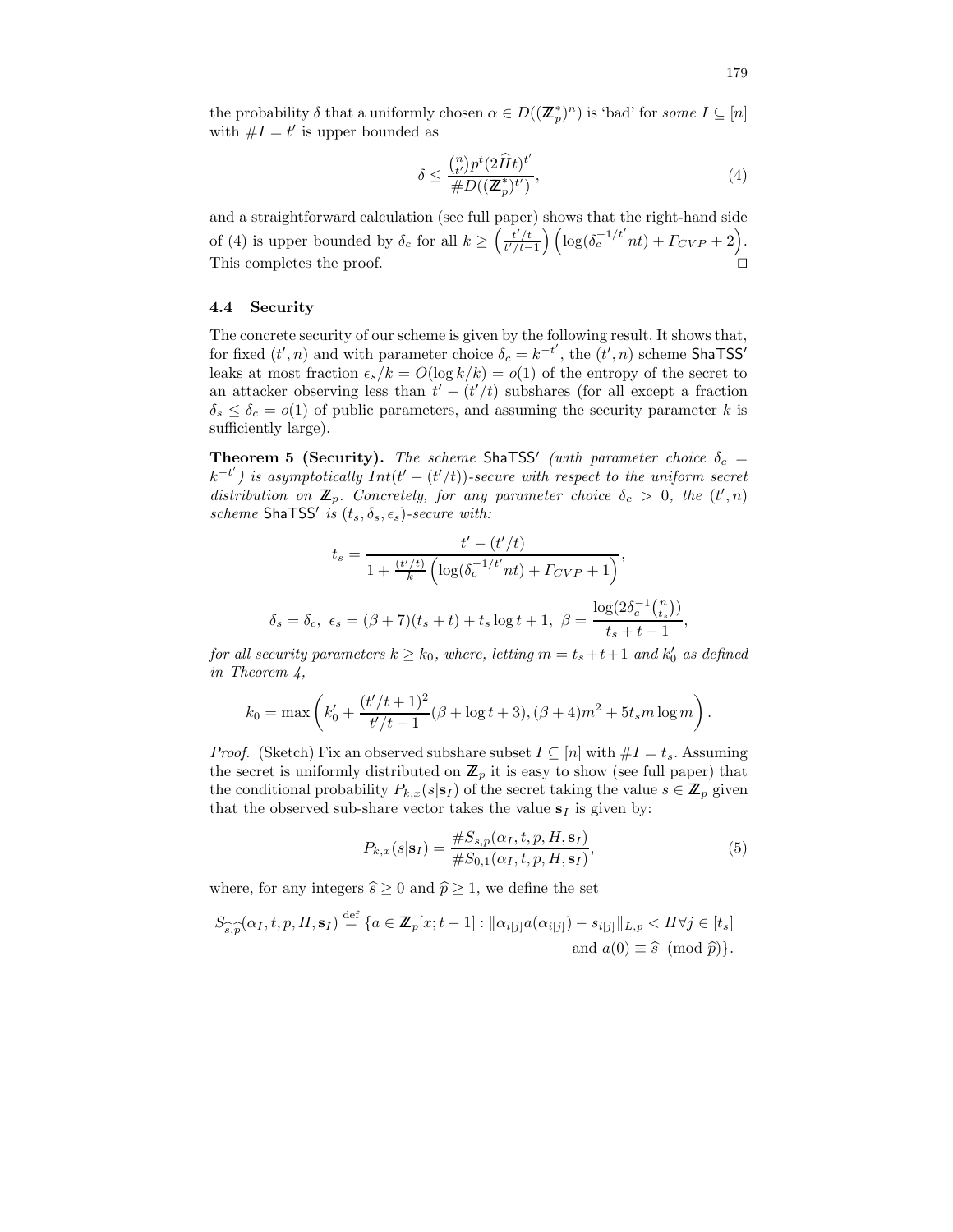the probability $\delta$ that a uniformly chosen $\alpha \in D((\mathbb{Z}_p^*)^n)$ is 'bad' for *some* $I \subseteq [n]$ with $\#I = t'$ is upper bounded as

$$\delta \le \frac{\binom{n}{t'} p^t (2\widehat{H}t)^{t'}}{\#D((\mathbb{Z}_p^*)^{t'})}, \tag{4}$$

and a straightforward calculation (see full paper) shows that the right-hand side of (4) is upper bounded by $\delta_c$ for all $k \ge \left(\frac{t'/t}{t'/t-1}\right)\left(\log(\delta_c^{-1/t'} nt) + \Gamma_{CVP} + 2\right)$. This completes the proof. □

### 4.4 Security

The concrete security of our scheme is given by the following result. It shows that, for fixed $(t', n)$ and with parameter choice $\delta_c = k^{-t'}$, the $(t', n)$ scheme $\mathsf{ShaTSS}'$ leaks at most fraction $\epsilon_s/k = O(\log k/k) = o(1)$ of the entropy of the secret to an attacker observing less than $t' - (t'/t)$ subshares (for all except a fraction $\delta_s \le \delta_c = o(1)$ of public parameters, and assuming the security parameter $k$ is sufficiently large).

**Theorem 5 (Security).** *The scheme* $\mathsf{ShaTSS}'$ *(with parameter choice* $\delta_c = k^{-t'}$*) is asymptotically* $Int(t' - (t'/t))$*-secure with respect to the uniform secret distribution on* $\mathbb{Z}_p$*. Concretely, for any parameter choice* $\delta_c > 0$*, the* $(t', n)$ *scheme* $\mathsf{ShaTSS}'$ *is* $(t_s, \delta_s, \epsilon_s)$*-secure with:*

$$t_s = \frac{t' - (t'/t)}{1 + \frac{(t'/t)}{k}\left(\log(\delta_c^{-1/t'} nt) + \Gamma_{CVP} + 1\right)},$$

$$\delta_s = \delta_c,\ \epsilon_s = (\beta + 7)(t_s + t) + t_s \log t + 1,\ \beta = \frac{\log(2\delta_c^{-1}\binom{n}{t_s})}{t_s + t - 1},$$

*for all security parameters* $k \ge k_0$*, where, letting* $m = t_s + t + 1$ *and* $k_0'$ *as defined in Theorem 4,*

$$k_0 = \max\left(k_0' + \frac{(t'/t+1)^2}{t'/t-1}(\beta + \log t + 3), (\beta + 4)m^2 + 5t_s m \log m\right).$$

*Proof.* (Sketch) Fix an observed subshare subset $I \subseteq [n]$ with $\#I = t_s$. Assuming the secret is uniformly distributed on $\mathbb{Z}_p$ it is easy to show (see full paper) that the conditional probability $P_{k,x}(s|\mathbf{s}_I)$ of the secret taking the value $s \in \mathbb{Z}_p$ given that the observed sub-share vector takes the value $\mathbf{s}_I$ is given by:

$$P_{k,x}(s|\mathbf{s}_I) = \frac{\#S_{s,p}(\alpha_I, t, p, H, \mathbf{s}_I)}{\#S_{0,1}(\alpha_I, t, p, H, \mathbf{s}_I)}, \tag{5}$$

where, for any integers $\widehat{s} \ge 0$ and $\widehat{p} \ge 1$, we define the set

$$S_{\widehat{s},\widehat{p}}(\alpha_I, t, p, H, \mathbf{s}_I) \stackrel{\text{def}}{=} \{a \in \mathbb{Z}_p[x; t-1] : \|\alpha_{i[j]} a(\alpha_{i[j]}) - s_{i[j]}\|_{L,p} < H \forall j \in [t_s] \text{ and } a(0) \equiv \widehat{s} \pmod{\widehat{p}}\}.$$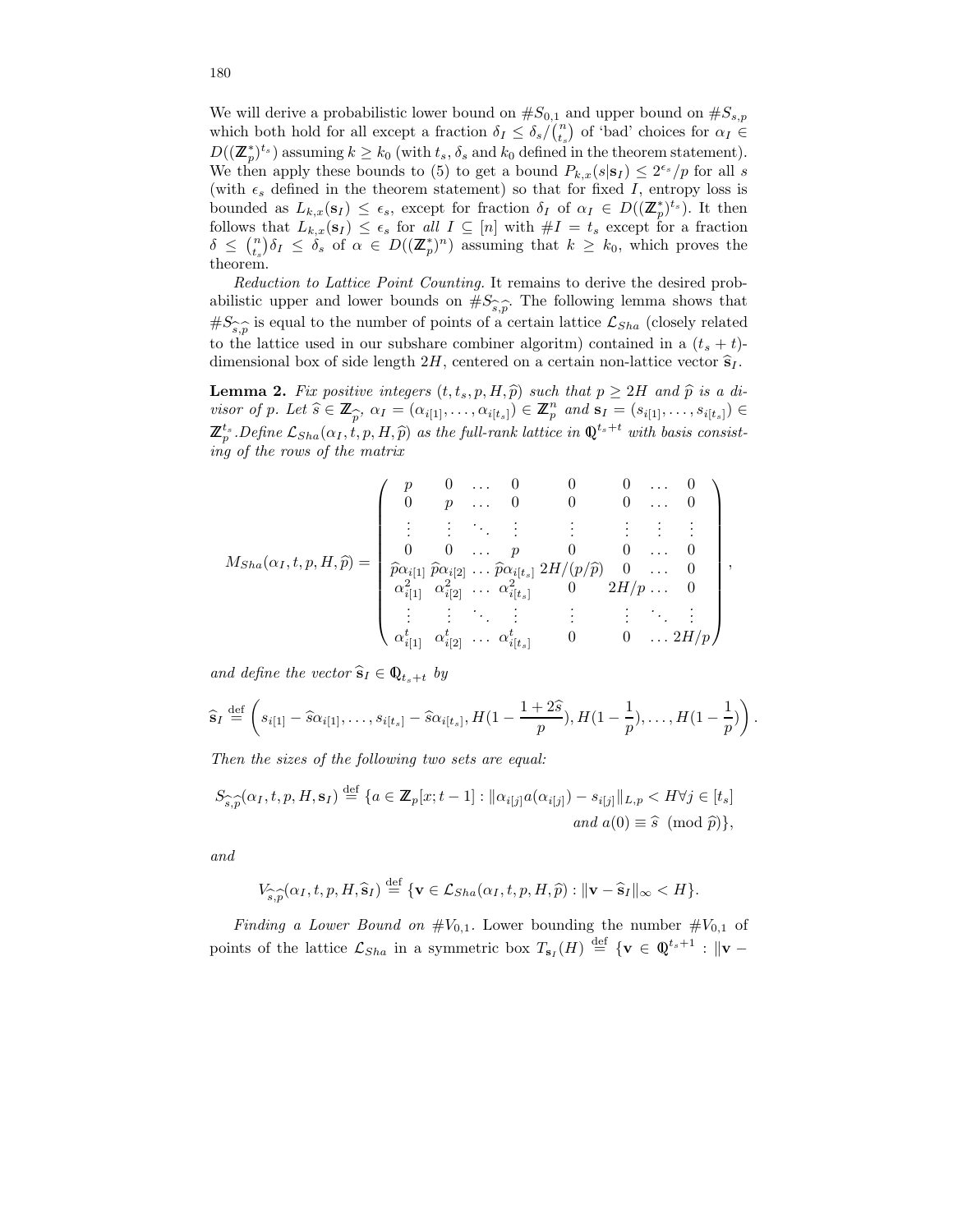We will derive a probabilistic lower bound on $\#S_{0,1}$ and upper bound on $\#S_{s,p}$ which both hold for all except a fraction $\delta_I \leq \delta_s/\binom{n}{t_s}$ of 'bad' choices for $\alpha_I \in D((\mathbb{Z}_p^*)^{t_s})$ assuming $k \geq k_0$ (with $t_s$, $\delta_s$ and $k_0$ defined in the theorem statement). We then apply these bounds to (5) to get a bound $P_{k,x}(s|\mathbf{s}_I) \leq 2^{\epsilon_s}/p$ for all $s$ (with $\epsilon_s$ defined in the theorem statement) so that for fixed $I$, entropy loss is bounded as $L_{k,x}(\mathbf{s}_I) \leq \epsilon_s$, except for fraction $\delta_I$ of $\alpha_I \in D((\mathbb{Z}_p^*)^{t_s})$. It then follows that $L_{k,x}(\mathbf{s}_I) \leq \epsilon_s$ for *all* $I \subseteq [n]$ with $\#I = t_s$ except for a fraction $\delta \leq \binom{n}{t_s}\delta_I \leq \delta_s$ of $\alpha \in D((\mathbb{Z}_p^*)^n)$ assuming that $k \geq k_0$, which proves the theorem.

*Reduction to Lattice Point Counting.* It remains to derive the desired probabilistic upper and lower bounds on $\#S_{\widehat{s},\widehat{p}}$. The following lemma shows that $\#S_{\widehat{s},\widehat{p}}$ is equal to the number of points of a certain lattice $\mathcal{L}_{Sha}$ (closely related to the lattice used in our subshare combiner algoritm) contained in a $(t_s+t)$-dimensional box of side length $2H$, centered on a certain non-lattice vector $\widehat{\mathbf{s}}_I$.

**Lemma 2.** *Fix positive integers $(t, t_s, p, H, \widehat{p})$ such that $p \geq 2H$ and $\widehat{p}$ is a divisor of $p$. Let $\widehat{s} \in \mathbb{Z}_{\widehat{p}}$, $\alpha_I = (\alpha_{i[1]}, \ldots, \alpha_{i[t_s]}) \in \mathbb{Z}_p^n$ and $\mathbf{s}_I = (s_{i[1]}, \ldots, s_{i[t_s]}) \in \mathbb{Z}_p^{t_s}$.Define $\mathcal{L}_{Sha}(\alpha_I, t, p, H, \widehat{p})$ as the full-rank lattice in $\mathbb{Q}^{t_s+t}$ with basis consisting of the rows of the matrix*

$$
M_{Sha}(\alpha_I, t, p, H, \widehat{p}) = \begin{pmatrix}
p & 0 & \ldots & 0 & 0 & 0 & \ldots & 0 \\
0 & p & \ldots & 0 & 0 & 0 & \ldots & 0 \\
\vdots & \vdots & \ddots & \vdots & \vdots & \vdots & \vdots & \vdots \\
0 & 0 & \ldots & p & 0 & 0 & \ldots & 0 \\
\widehat{p}\alpha_{i[1]} & \widehat{p}\alpha_{i[2]} & \ldots & \widehat{p}\alpha_{i[t_s]} & 2H/(p/\widehat{p}) & 0 & \ldots & 0 \\
\alpha_{i[1]}^2 & \alpha_{i[2]}^2 & \ldots & \alpha_{i[t_s]}^2 & 0 & 2H/p & \ldots & 0 \\
\vdots & \vdots & \ddots & \vdots & \vdots & \vdots & \ddots & \vdots \\
\alpha_{i[1]}^t & \alpha_{i[2]}^t & \ldots & \alpha_{i[t_s]}^t & 0 & 0 & \ldots & 2H/p
\end{pmatrix},
$$

*and define the vector $\widehat{\mathbf{s}}_I \in \mathbb{Q}_{t_s+t}$ by*

$$
\widehat{\mathbf{s}}_I \stackrel{\text{def}}{=} \left( s_{i[1]} - \widehat{s}\alpha_{i[1]}, \ldots, s_{i[t_s]} - \widehat{s}\alpha_{i[t_s]}, H(1 - \frac{1+2\widehat{s}}{p}), H(1-\frac{1}{p}), \ldots, H(1-\frac{1}{p}) \right).
$$

*Then the sizes of the following two sets are equal:*

$$
S_{\widehat{s},\widehat{p}}(\alpha_I, t, p, H, \mathbf{s}_I) \stackrel{\text{def}}{=} \{a \in \mathbb{Z}_p[x; t-1] : \|\alpha_{i[j]} a(\alpha_{i[j]}) - s_{i[j]}\|_{L,p} < H \forall j \in [t_s] \text{ and } a(0) \equiv \widehat{s} \pmod{\widehat{p}}\},
$$

*and*

$$
V_{\widehat{s},\widehat{p}}(\alpha_I, t, p, H, \widehat{\mathbf{s}}_I) \stackrel{\text{def}}{=} \{\mathbf{v} \in \mathcal{L}_{Sha}(\alpha_I, t, p, H, \widehat{p}) : \|\mathbf{v} - \widehat{\mathbf{s}}_I\|_\infty < H\}.
$$

*Finding a Lower Bound on $\#V_{0,1}$.* Lower bounding the number $\#V_{0,1}$ of points of the lattice $\mathcal{L}_{Sha}$ in a symmetric box $T_{\mathbf{s}_I}(H) \stackrel{\text{def}}{=} \{\mathbf{v} \in \mathbb{Q}^{t_s+1} : \|\mathbf{v} -$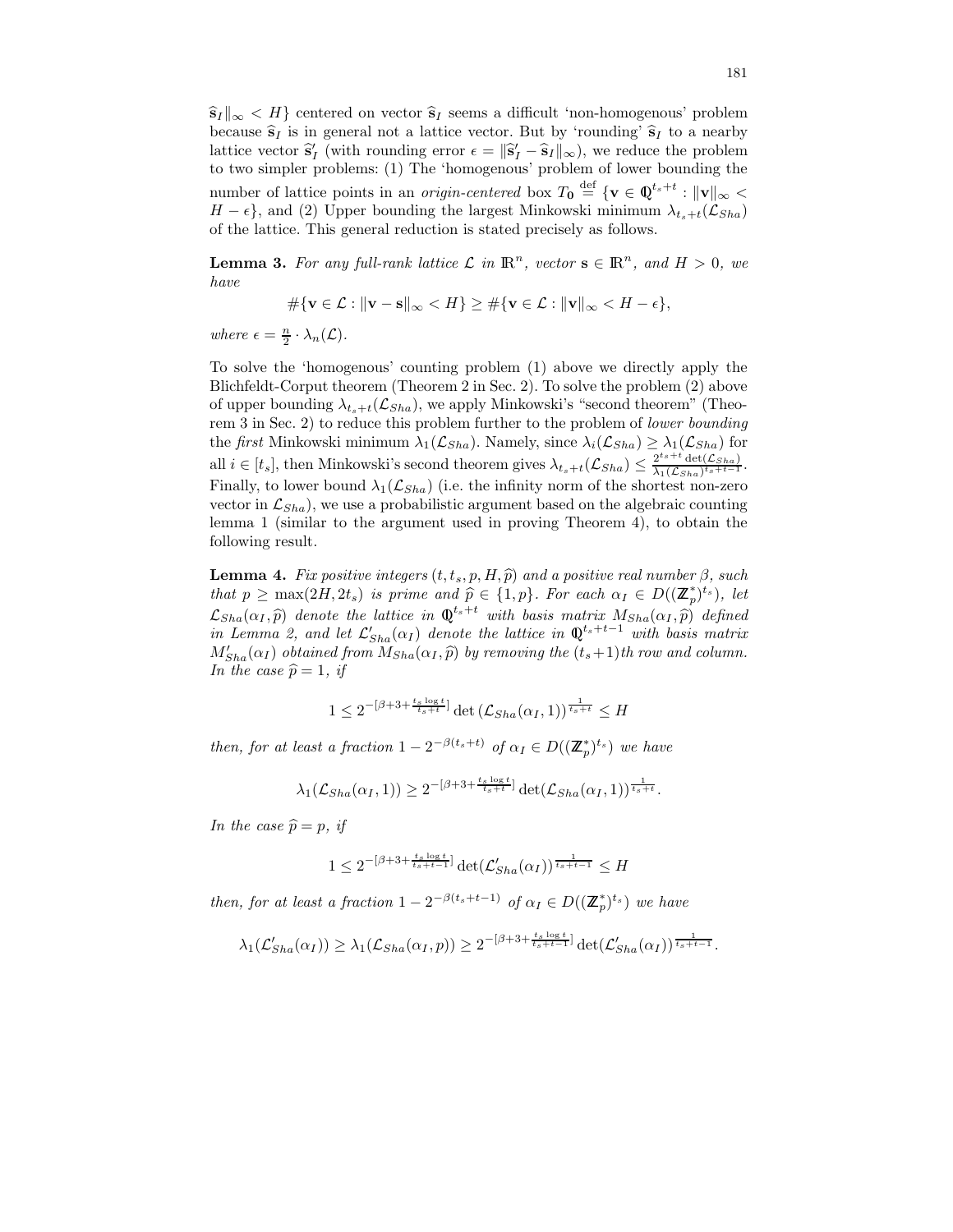$\widehat{\mathbf{s}}_I\|_\infty < H\}$ centered on vector $\widehat{\mathbf{s}}_I$ seems a difficult 'non-homogenous' problem because $\widehat{\mathbf{s}}_I$ is in general not a lattice vector. But by 'rounding' $\widehat{\mathbf{s}}_I$ to a nearby lattice vector $\widehat{\mathbf{s}}'_I$ (with rounding error $\epsilon = \|\widehat{\mathbf{s}}'_I - \widehat{\mathbf{s}}_I\|_\infty$), we reduce the problem to two simpler problems: (1) The 'homogenous' problem of lower bounding the number of lattice points in an *origin-centered* box $T_{\mathbf{0}} \stackrel{\text{def}}{=} \{\mathbf{v} \in \mathbb{Q}^{t_s+t} : \|\mathbf{v}\|_\infty < H - \epsilon\}$, and (2) Upper bounding the largest Minkowski minimum $\lambda_{t_s+t}(\mathcal{L}_{Sha})$ of the lattice. This general reduction is stated precisely as follows.

**Lemma 3.** *For any full-rank lattice $\mathcal{L}$ in $\mathbb{R}^n$, vector $\mathbf{s} \in \mathbb{R}^n$, and $H > 0$, we have*

$$\#\{\mathbf{v} \in \mathcal{L} : \|\mathbf{v} - \mathbf{s}\|_\infty < H\} \geq \#\{\mathbf{v} \in \mathcal{L} : \|\mathbf{v}\|_\infty < H - \epsilon\},$$

*where $\epsilon = \frac{n}{2} \cdot \lambda_n(\mathcal{L})$.*

To solve the 'homogenous' counting problem (1) above we directly apply the Blichfeldt-Corput theorem (Theorem 2 in Sec. 2). To solve the problem (2) above of upper bounding $\lambda_{t_s+t}(\mathcal{L}_{Sha})$, we apply Minkowski's "second theorem" (Theorem 3 in Sec. 2) to reduce this problem further to the problem of *lower bounding* the *first* Minkowski minimum $\lambda_1(\mathcal{L}_{Sha})$. Namely, since $\lambda_i(\mathcal{L}_{Sha}) \geq \lambda_1(\mathcal{L}_{Sha})$ for all $i \in [t_s]$, then Minkowski's second theorem gives $\lambda_{t_s+t}(\mathcal{L}_{Sha}) \leq \frac{2^{t_s+t}\det(\mathcal{L}_{Sha})}{\lambda_1(\mathcal{L}_{Sha})^{t_s+t-1}}$. Finally, to lower bound $\lambda_1(\mathcal{L}_{Sha})$ (i.e. the infinity norm of the shortest non-zero vector in $\mathcal{L}_{Sha}$), we use a probabilistic argument based on the algebraic counting lemma 1 (similar to the argument used in proving Theorem 4), to obtain the following result.

**Lemma 4.** *Fix positive integers $(t, t_s, p, H, \widehat{p})$ and a positive real number $\beta$, such that $p \geq \max(2H, 2t_s)$ is prime and $\widehat{p} \in \{1, p\}$. For each $\alpha_I \in D((\mathbb{Z}_p^*)^{t_s})$, let $\mathcal{L}_{Sha}(\alpha_I, \widehat{p})$ denote the lattice in $\mathbb{Q}^{t_s+t}$ with basis matrix $M_{Sha}(\alpha_I, \widehat{p})$ defined in Lemma 2, and let $\mathcal{L}'_{Sha}(\alpha_I)$ denote the lattice in $\mathbb{Q}^{t_s+t-1}$ with basis matrix $M'_{Sha}(\alpha_I)$ obtained from $M_{Sha}(\alpha_I, \widehat{p})$ by removing the $(t_s+1)$th row and column. In the case $\widehat{p} = 1$, if*

$$1 \leq 2^{-[\beta+3+\frac{t_s \log t}{t_s+t}]} \det\left(\mathcal{L}_{Sha}(\alpha_I, 1)\right)^{\frac{1}{t_s+t}} \leq H$$

*then, for at least a fraction $1 - 2^{-\beta(t_s+t)}$ of $\alpha_I \in D((\mathbb{Z}_p^*)^{t_s})$ we have*

$$\lambda_1(\mathcal{L}_{Sha}(\alpha_I, 1)) \geq 2^{-[\beta+3+\frac{t_s \log t}{t_s+t}]} \det(\mathcal{L}_{Sha}(\alpha_I, 1))^{\frac{1}{t_s+t}}.$$

*In the case $\widehat{p} = p$, if*

$$1 \leq 2^{-[\beta+3+\frac{t_s \log t}{t_s+t-1}]} \det(\mathcal{L}'_{Sha}(\alpha_I))^{\frac{1}{t_s+t-1}} \leq H$$

*then, for at least a fraction $1 - 2^{-\beta(t_s+t-1)}$ of $\alpha_I \in D((\mathbb{Z}_p^*)^{t_s})$ we have*

$$\lambda_1(\mathcal{L}'_{Sha}(\alpha_I)) \geq \lambda_1(\mathcal{L}_{Sha}(\alpha_I, p)) \geq 2^{-[\beta+3+\frac{t_s \log t}{t_s+t-1}]} \det(\mathcal{L}'_{Sha}(\alpha_I))^{\frac{1}{t_s+t-1}}.$$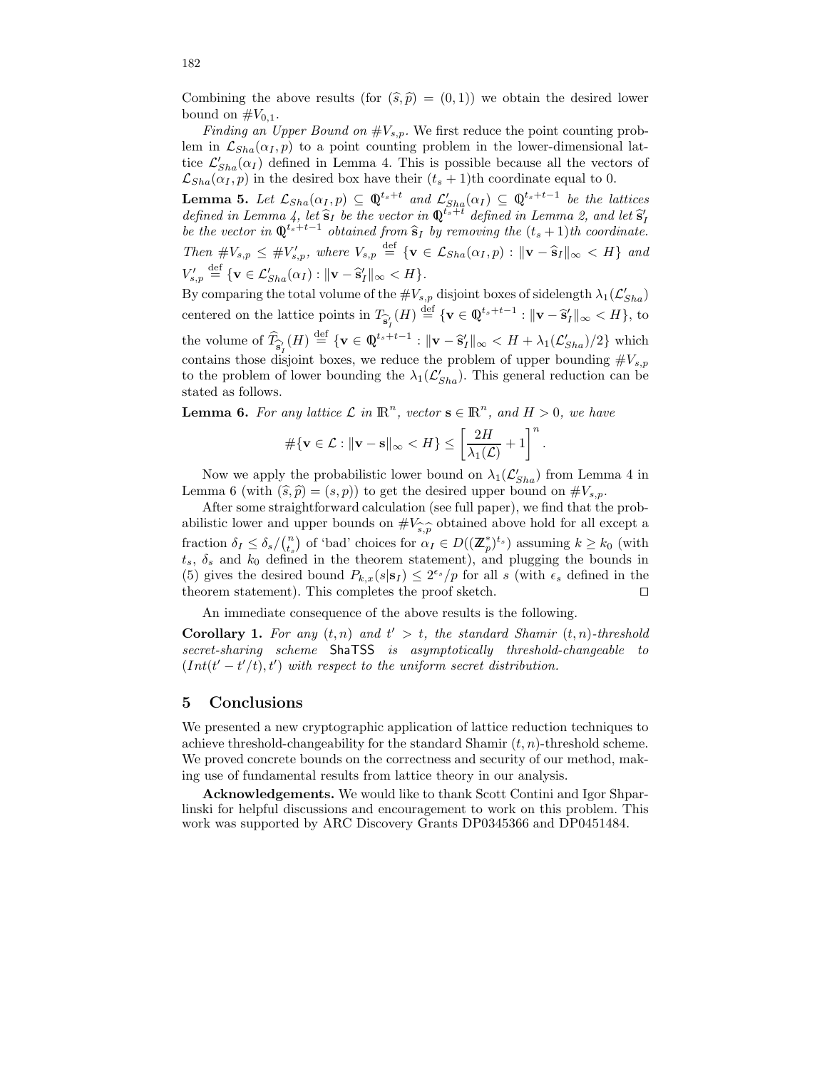Combining the above results (for $(\widehat{s}, \widehat{p}) = (0, 1)$) we obtain the desired lower bound on $\#V_{0,1}$.

*Finding an Upper Bound on* $\#V_{s,p}$. We first reduce the point counting problem in $\mathcal{L}_{Sha}(\alpha_I, p)$ to a point counting problem in the lower-dimensional lattice $\mathcal{L}'_{Sha}(\alpha_I)$ defined in Lemma 4. This is possible because all the vectors of $\mathcal{L}_{Sha}(\alpha_I, p)$ in the desired box have their $(t_s+1)$th coordinate equal to 0.

**Lemma 5.** *Let $\mathcal{L}_{Sha}(\alpha_I, p) \subseteq \mathbb{Q}^{t_s+t}$ and $\mathcal{L}'_{Sha}(\alpha_I) \subseteq \mathbb{Q}^{t_s+t-1}$ be the lattices defined in Lemma 4, let $\widehat{\mathbf{s}}_I$ be the vector in $\mathbb{Q}^{t_s+t}$ defined in Lemma 2, and let $\widehat{\mathbf{s}}'_I$ be the vector in $\mathbb{Q}^{t_s+t-1}$ obtained from $\widehat{\mathbf{s}}_I$ by removing the $(t_s+1)$th coordinate. Then $\#V_{s,p} \leq \#V'_{s,p}$, where $V_{s,p} \stackrel{\text{def}}{=} \{\mathbf{v} \in \mathcal{L}_{Sha}(\alpha_I, p) : \|\mathbf{v} - \widehat{\mathbf{s}}_I\|_\infty < H\}$ and $V'_{s,p} \stackrel{\text{def}}{=} \{\mathbf{v} \in \mathcal{L}'_{Sha}(\alpha_I) : \|\mathbf{v} - \widehat{\mathbf{s}}'_I\|_\infty < H\}$.*

By comparing the total volume of the $\#V_{s,p}$ disjoint boxes of sidelength $\lambda_1(\mathcal{L}'_{Sha})$ centered on the lattice points in $T_{\widehat{\mathbf{s}}'_I}(H) \stackrel{\text{def}}{=} \{\mathbf{v} \in \mathbb{Q}^{t_s+t-1} : \|\mathbf{v} - \widehat{\mathbf{s}}'_I\|_\infty < H\}$, to the volume of $\widehat{T}_{\widehat{\mathbf{s}}'_I}(H) \stackrel{\text{def}}{=} \{\mathbf{v} \in \mathbb{Q}^{t_s+t-1} : \|\mathbf{v} - \widehat{\mathbf{s}}'_I\|_\infty < H + \lambda_1(\mathcal{L}'_{Sha})/2\}$ which contains those disjoint boxes, we reduce the problem of upper bounding $\#V_{s,p}$ to the problem of lower bounding the $\lambda_1(\mathcal{L}'_{Sha})$. This general reduction can be stated as follows.

**Lemma 6.** *For any lattice $\mathcal{L}$ in $\mathbb{R}^n$, vector $\mathbf{s} \in \mathbb{R}^n$, and $H > 0$, we have*

$$\#\{\mathbf{v} \in \mathcal{L} : \|\mathbf{v} - \mathbf{s}\|_\infty < H\} \leq \left[\frac{2H}{\lambda_1(\mathcal{L})} + 1\right]^n.$$

Now we apply the probabilistic lower bound on $\lambda_1(\mathcal{L}'_{Sha})$ from Lemma 4 in Lemma 6 (with $(\widehat{s}, \widehat{p}) = (s, p)$) to get the desired upper bound on $\#V_{s,p}$.

After some straightforward calculation (see full paper), we find that the probabilistic lower and upper bounds on $\#V_{\widehat{s},\widehat{p}}$ obtained above hold for all except a fraction $\delta_I \leq \delta_s / \binom{n}{t_s}$ of 'bad' choices for $\alpha_I \in D((\mathbb{Z}_p^*)^{t_s})$ assuming $k \geq k_0$ (with $t_s$, $\delta_s$ and $k_0$ defined in the theorem statement), and plugging the bounds in (5) gives the desired bound $P_{k,x}(s|\mathbf{s}_I) \leq 2^{\epsilon_s}/p$ for all $s$ (with $\epsilon_s$ defined in the theorem statement). This completes the proof sketch. □

An immediate consequence of the above results is the following.

**Corollary 1.** *For any $(t, n)$ and $t' > t$, the standard Shamir $(t, n)$-threshold secret-sharing scheme* ShaTSS *is asymptotically threshold-changeable to $(Int(t' - t'/t), t')$ with respect to the uniform secret distribution.*

## 5 Conclusions

We presented a new cryptographic application of lattice reduction techniques to achieve threshold-changeability for the standard Shamir $(t, n)$-threshold scheme. We proved concrete bounds on the correctness and security of our method, making use of fundamental results from lattice theory in our analysis.

**Acknowledgements.** We would like to thank Scott Contini and Igor Shparlinski for helpful discussions and encouragement to work on this problem. This work was supported by ARC Discovery Grants DP0345366 and DP0451484.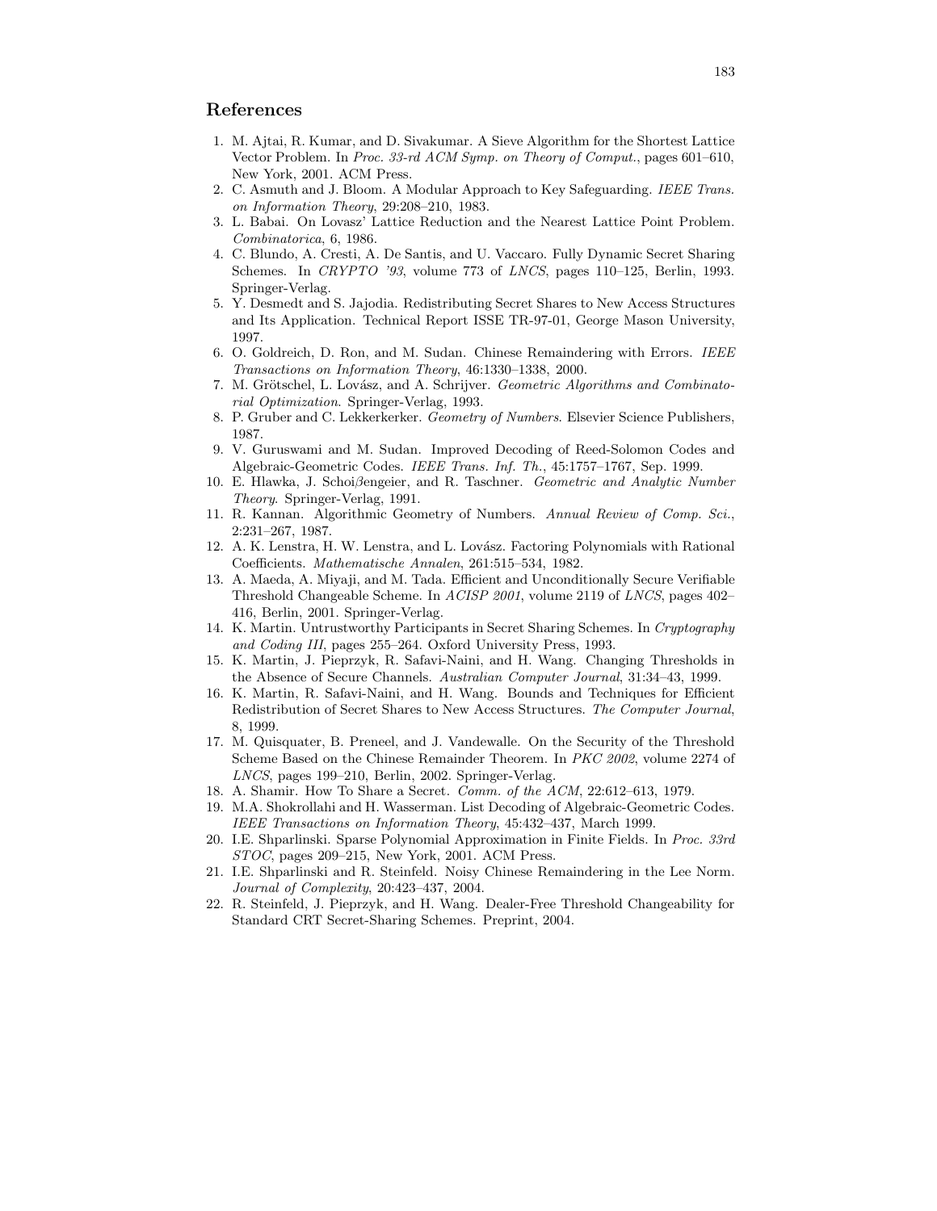## References

1. M. Ajtai, R. Kumar, and D. Sivakumar. A Sieve Algorithm for the Shortest Lattice Vector Problem. In *Proc. 33-rd ACM Symp. on Theory of Comput.*, pages 601–610, New York, 2001. ACM Press.
2. C. Asmuth and J. Bloom. A Modular Approach to Key Safeguarding. *IEEE Trans. on Information Theory*, 29:208–210, 1983.
3. L. Babai. On Lovasz' Lattice Reduction and the Nearest Lattice Point Problem. *Combinatorica*, 6, 1986.
4. C. Blundo, A. Cresti, A. De Santis, and U. Vaccaro. Fully Dynamic Secret Sharing Schemes. In *CRYPTO '93*, volume 773 of *LNCS*, pages 110–125, Berlin, 1993. Springer-Verlag.
5. Y. Desmedt and S. Jajodia. Redistributing Secret Shares to New Access Structures and Its Application. Technical Report ISSE TR-97-01, George Mason University, 1997.
6. O. Goldreich, D. Ron, and M. Sudan. Chinese Remaindering with Errors. *IEEE Transactions on Information Theory*, 46:1330–1338, 2000.
7. M. Grötschel, L. Lovász, and A. Schrijver. *Geometric Algorithms and Combinatorial Optimization*. Springer-Verlag, 1993.
8. P. Gruber and C. Lekkerkerker. *Geometry of Numbers*. Elsevier Science Publishers, 1987.
9. V. Guruswami and M. Sudan. Improved Decoding of Reed-Solomon Codes and Algebraic-Geometric Codes. *IEEE Trans. Inf. Th.*, 45:1757–1767, Sep. 1999.
10. E. Hlawka, J. Schoiβengeier, and R. Taschner. *Geometric and Analytic Number Theory*. Springer-Verlag, 1991.
11. R. Kannan. Algorithmic Geometry of Numbers. *Annual Review of Comp. Sci.*, 2:231–267, 1987.
12. A. K. Lenstra, H. W. Lenstra, and L. Lovász. Factoring Polynomials with Rational Coefficients. *Mathematische Annalen*, 261:515–534, 1982.
13. A. Maeda, A. Miyaji, and M. Tada. Efficient and Unconditionally Secure Verifiable Threshold Changeable Scheme. In *ACISP 2001*, volume 2119 of *LNCS*, pages 402–416, Berlin, 2001. Springer-Verlag.
14. K. Martin. Untrustworthy Participants in Secret Sharing Schemes. In *Cryptography and Coding III*, pages 255–264. Oxford University Press, 1993.
15. K. Martin, J. Pieprzyk, R. Safavi-Naini, and H. Wang. Changing Thresholds in the Absence of Secure Channels. *Australian Computer Journal*, 31:34–43, 1999.
16. K. Martin, R. Safavi-Naini, and H. Wang. Bounds and Techniques for Efficient Redistribution of Secret Shares to New Access Structures. *The Computer Journal*, 8, 1999.
17. M. Quisquater, B. Preneel, and J. Vandewalle. On the Security of the Threshold Scheme Based on the Chinese Remainder Theorem. In *PKC 2002*, volume 2274 of *LNCS*, pages 199–210, Berlin, 2002. Springer-Verlag.
18. A. Shamir. How To Share a Secret. *Comm. of the ACM*, 22:612–613, 1979.
19. M.A. Shokrollahi and H. Wasserman. List Decoding of Algebraic-Geometric Codes. *IEEE Transactions on Information Theory*, 45:432–437, March 1999.
20. I.E. Shparlinski. Sparse Polynomial Approximation in Finite Fields. In *Proc. 33rd STOC*, pages 209–215, New York, 2001. ACM Press.
21. I.E. Shparlinski and R. Steinfeld. Noisy Chinese Remaindering in the Lee Norm. *Journal of Complexity*, 20:423–437, 2004.
22. R. Steinfeld, J. Pieprzyk, and H. Wang. Dealer-Free Threshold Changeability for Standard CRT Secret-Sharing Schemes. Preprint, 2004.